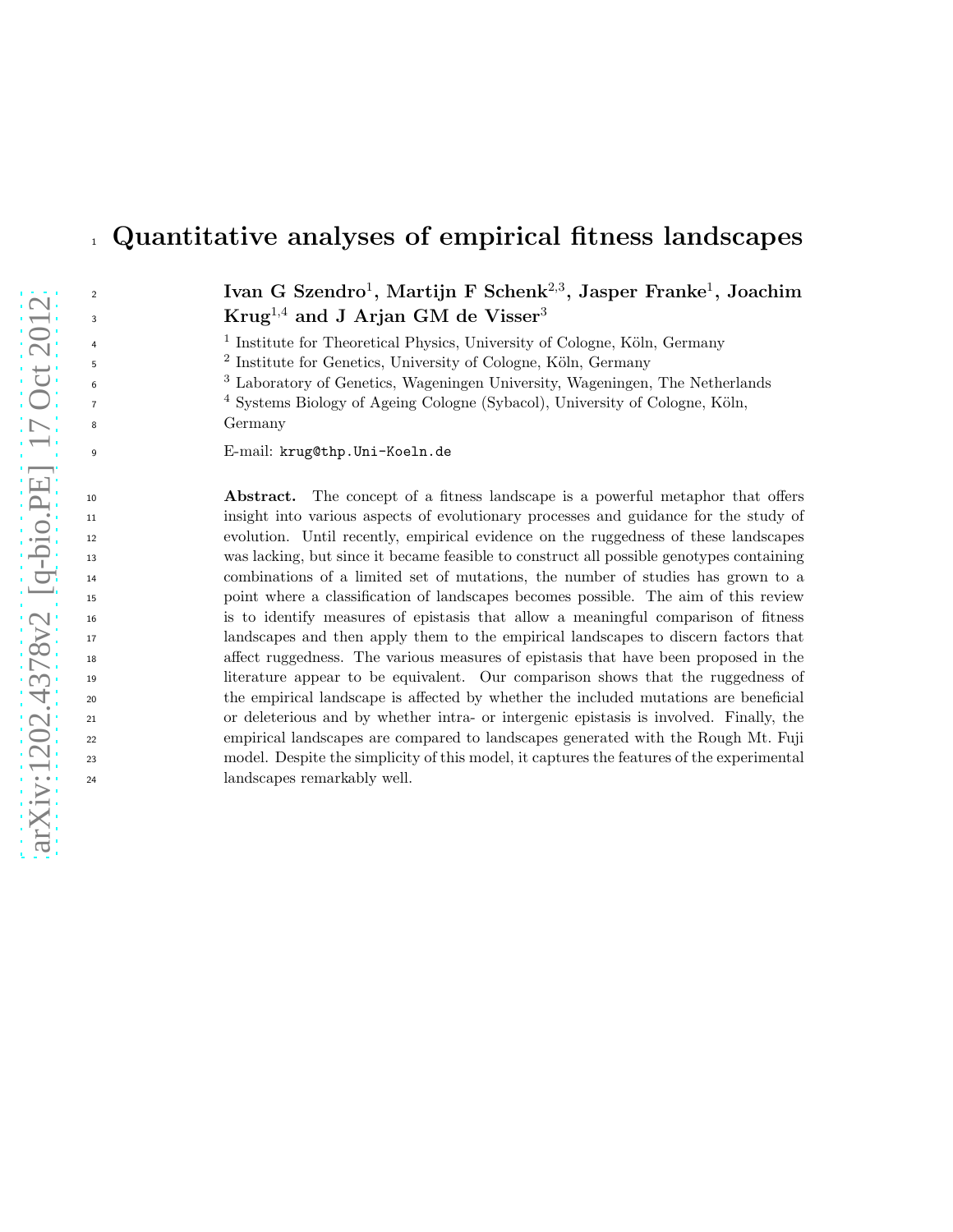# Quantitative analyses of empirical fitness landscapes

**Ivan G Szendro[1], Martijn F Schenk[2,3], Jasper Franke[1], Joachim Krug[1,4] and J Arjan GM de Visser[3]**

[1] Institute for Theoretical Physics, University of Cologne, Köln, Germany
[2] Institute for Genetics, University of Cologne, Köln, Germany
[3] Laboratory of Genetics, Wageningen University, Wageningen, The Netherlands
[4] Systems Biology of Ageing Cologne (Sybacol), University of Cologne, Köln, Germany

E-mail: `krug@thp.Uni-Koeln.de`

**Abstract.** The concept of a fitness landscape is a powerful metaphor that offers insight into various aspects of evolutionary processes and guidance for the study of evolution. Until recently, empirical evidence on the ruggedness of these landscapes was lacking, but since it became feasible to construct all possible genotypes containing combinations of a limited set of mutations, the number of studies has grown to a point where a classification of landscapes becomes possible. The aim of this review is to identify measures of epistasis that allow a meaningful comparison of fitness landscapes and then apply them to the empirical landscapes to discern factors that affect ruggedness. The various measures of epistasis that have been proposed in the literature appear to be equivalent. Our comparison shows that the ruggedness of the empirical landscape is affected by whether the included mutations are beneficial or deleterious and by whether intra- or intergenic epistasis is involved. Finally, the empirical landscapes are compared to landscapes generated with the Rough Mt. Fuji model. Despite the simplicity of this model, it captures the features of the experimental landscapes remarkably well.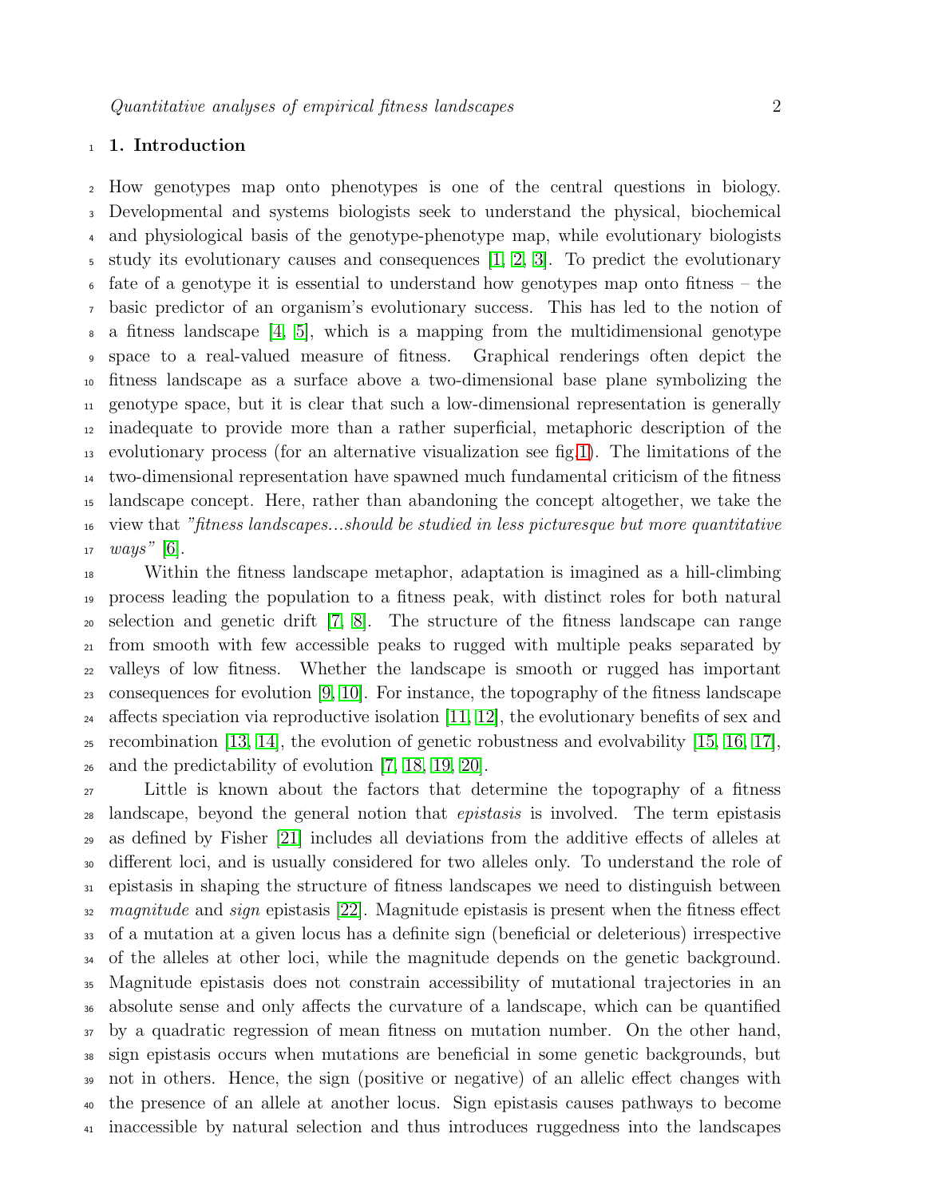## 1. Introduction

How genotypes map onto phenotypes is one of the central questions in biology. Developmental and systems biologists seek to understand the physical, biochemical and physiological basis of the genotype-phenotype map, while evolutionary biologists study its evolutionary causes and consequences [1, 2, 3]. To predict the evolutionary fate of a genotype it is essential to understand how genotypes map onto fitness – the basic predictor of an organism's evolutionary success. This has led to the notion of a fitness landscape [4, 5], which is a mapping from the multidimensional genotype space to a real-valued measure of fitness. Graphical renderings often depict the fitness landscape as a surface above a two-dimensional base plane symbolizing the genotype space, but it is clear that such a low-dimensional representation is generally inadequate to provide more than a rather superficial, metaphoric description of the evolutionary process (for an alternative visualization see fig.1). The limitations of the two-dimensional representation have spawned much fundamental criticism of the fitness landscape concept. Here, rather than abandoning the concept altogether, we take the view that *"fitness landscapes...should be studied in less picturesque but more quantitative ways"* [6].

Within the fitness landscape metaphor, adaptation is imagined as a hill-climbing process leading the population to a fitness peak, with distinct roles for both natural selection and genetic drift [7, 8]. The structure of the fitness landscape can range from smooth with few accessible peaks to rugged with multiple peaks separated by valleys of low fitness. Whether the landscape is smooth or rugged has important consequences for evolution [9, 10]. For instance, the topography of the fitness landscape affects speciation via reproductive isolation [11, 12], the evolutionary benefits of sex and recombination [13, 14], the evolution of genetic robustness and evolvability [15, 16, 17], and the predictability of evolution [7, 18, 19, 20].

Little is known about the factors that determine the topography of a fitness landscape, beyond the general notion that *epistasis* is involved. The term epistasis as defined by Fisher [21] includes all deviations from the additive effects of alleles at different loci, and is usually considered for two alleles only. To understand the role of epistasis in shaping the structure of fitness landscapes we need to distinguish between *magnitude* and *sign* epistasis [22]. Magnitude epistasis is present when the fitness effect of a mutation at a given locus has a definite sign (beneficial or deleterious) irrespective of the alleles at other loci, while the magnitude depends on the genetic background. Magnitude epistasis does not constrain accessibility of mutational trajectories in an absolute sense and only affects the curvature of a landscape, which can be quantified by a quadratic regression of mean fitness on mutation number. On the other hand, sign epistasis occurs when mutations are beneficial in some genetic backgrounds, but not in others. Hence, the sign (positive or negative) of an allelic effect changes with the presence of an allele at another locus. Sign epistasis causes pathways to become inaccessible by natural selection and thus introduces ruggedness into the landscapes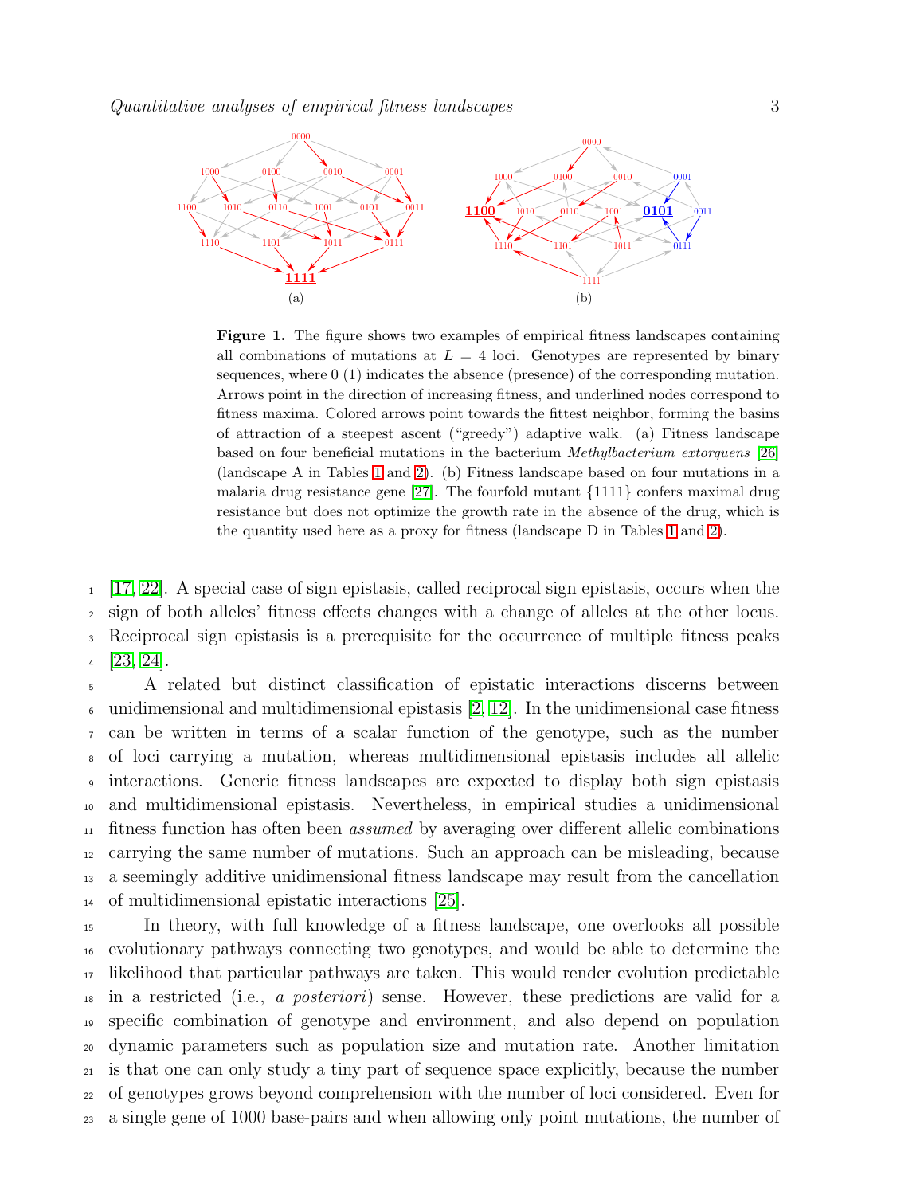**Figure 1.** The figure shows two examples of empirical fitness landscapes containing all combinations of mutations at $L = 4$ loci. Genotypes are represented by binary sequences, where 0 (1) indicates the absence (presence) of the corresponding mutation. Arrows point in the direction of increasing fitness, and underlined nodes correspond to fitness maxima. Colored arrows point towards the fittest neighbor, forming the basins of attraction of a steepest ascent ("greedy") adaptive walk. (a) Fitness landscape based on four beneficial mutations in the bacterium *Methylbacterium extorquens* [26] (landscape A in Tables 1 and 2). (b) Fitness landscape based on four mutations in a malaria drug resistance gene [27]. The fourfold mutant {1111} confers maximal drug resistance but does not optimize the growth rate in the absence of the drug, which is the quantity used here as a proxy for fitness (landscape D in Tables 1 and 2).

[17, 22]. A special case of sign epistasis, called reciprocal sign epistasis, occurs when the sign of both alleles' fitness effects changes with a change of alleles at the other locus. Reciprocal sign epistasis is a prerequisite for the occurrence of multiple fitness peaks [23, 24].

A related but distinct classification of epistatic interactions discerns between unidimensional and multidimensional epistasis [2, 12]. In the unidimensional case fitness can be written in terms of a scalar function of the genotype, such as the number of loci carrying a mutation, whereas multidimensional epistasis includes all allelic interactions. Generic fitness landscapes are expected to display both sign epistasis and multidimensional epistasis. Nevertheless, in empirical studies a unidimensional fitness function has often been *assumed* by averaging over different allelic combinations carrying the same number of mutations. Such an approach can be misleading, because a seemingly additive unidimensional fitness landscape may result from the cancellation of multidimensional epistatic interactions [25].

In theory, with full knowledge of a fitness landscape, one overlooks all possible evolutionary pathways connecting two genotypes, and would be able to determine the likelihood that particular pathways are taken. This would render evolution predictable in a restricted (i.e., *a posteriori*) sense. However, these predictions are valid for a specific combination of genotype and environment, and also depend on population dynamic parameters such as population size and mutation rate. Another limitation is that one can only study a tiny part of sequence space explicitly, because the number of genotypes grows beyond comprehension with the number of loci considered. Even for a single gene of 1000 base-pairs and when allowing only point mutations, the number of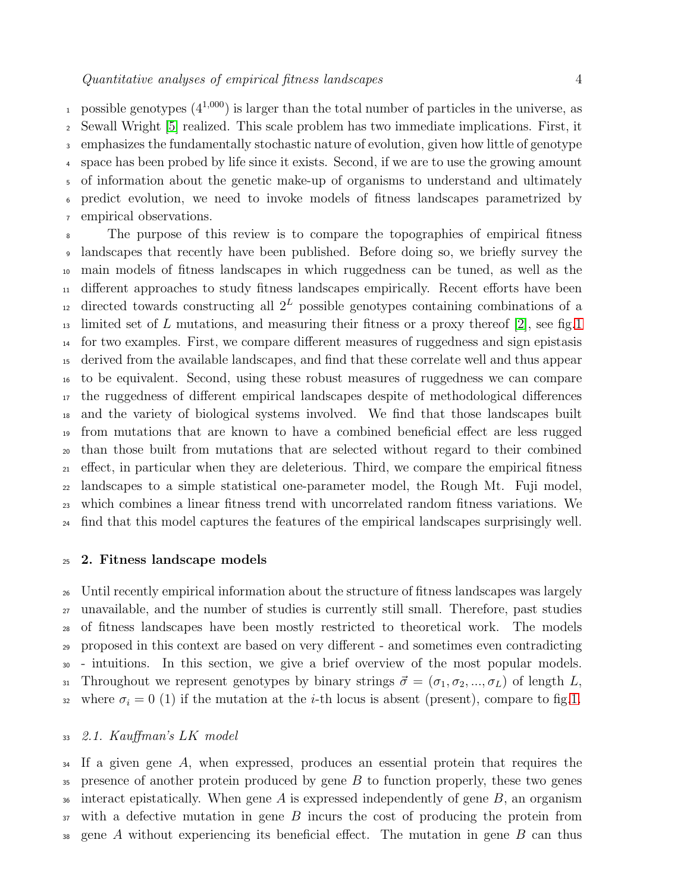possible genotypes ($4^{1,000}$) is larger than the total number of particles in the universe, as Sewall Wright [5] realized. This scale problem has two immediate implications. First, it emphasizes the fundamentally stochastic nature of evolution, given how little of genotype space has been probed by life since it exists. Second, if we are to use the growing amount of information about the genetic make-up of organisms to understand and ultimately predict evolution, we need to invoke models of fitness landscapes parametrized by empirical observations.

The purpose of this review is to compare the topographies of empirical fitness landscapes that recently have been published. Before doing so, we briefly survey the main models of fitness landscapes in which ruggedness can be tuned, as well as the different approaches to study fitness landscapes empirically. Recent efforts have been directed towards constructing all $2^L$ possible genotypes containing combinations of a limited set of $L$ mutations, and measuring their fitness or a proxy thereof [2], see fig.1 for two examples. First, we compare different measures of ruggedness and sign epistasis derived from the available landscapes, and find that these correlate well and thus appear to be equivalent. Second, using these robust measures of ruggedness we can compare the ruggedness of different empirical landscapes despite of methodological differences and the variety of biological systems involved. We find that those landscapes built from mutations that are known to have a combined beneficial effect are less rugged than those built from mutations that are selected without regard to their combined effect, in particular when they are deleterious. Third, we compare the empirical fitness landscapes to a simple statistical one-parameter model, the Rough Mt. Fuji model, which combines a linear fitness trend with uncorrelated random fitness variations. We find that this model captures the features of the empirical landscapes surprisingly well.

## 2. Fitness landscape models

Until recently empirical information about the structure of fitness landscapes was largely unavailable, and the number of studies is currently still small. Therefore, past studies of fitness landscapes have been mostly restricted to theoretical work. The models proposed in this context are based on very different - and sometimes even contradicting - intuitions. In this section, we give a brief overview of the most popular models. Throughout we represent genotypes by binary strings $\vec{\sigma} = (\sigma_1, \sigma_2, ..., \sigma_L)$ of length $L$, where $\sigma_i = 0$ (1) if the mutation at the $i$-th locus is absent (present), compare to fig.1.

### *2.1. Kauffman's LK model*

If a given gene $A$, when expressed, produces an essential protein that requires the presence of another protein produced by gene $B$ to function properly, these two genes interact epistatically. When gene $A$ is expressed independently of gene $B$, an organism with a defective mutation in gene $B$ incurs the cost of producing the protein from gene $A$ without experiencing its beneficial effect. The mutation in gene $B$ can thus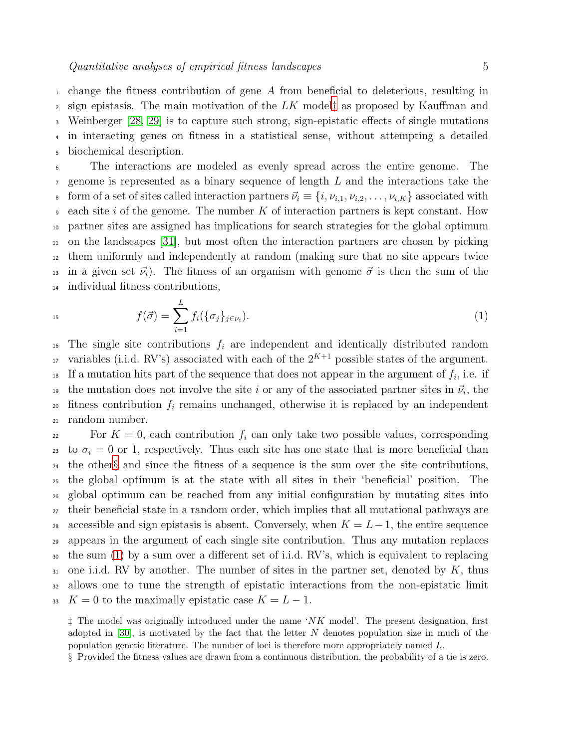change the fitness contribution of gene $A$ from beneficial to deleterious, resulting in sign epistasis. The main motivation of the $LK$ model‡ as proposed by Kauffman and Weinberger [28, 29] is to capture such strong, sign-epistatic effects of single mutations in interacting genes on fitness in a statistical sense, without attempting a detailed biochemical description.

The interactions are modeled as evenly spread across the entire genome. The genome is represented as a binary sequence of length $L$ and the interactions take the form of a set of sites called interaction partners $\vec{\nu}_i \equiv \{i, \nu_{i,1}, \nu_{i,2}, \ldots, \nu_{i,K}\}$ associated with each site $i$ of the genome. The number $K$ of interaction partners is kept constant. How partner sites are assigned has implications for search strategies for the global optimum on the landscapes [31], but most often the interaction partners are chosen by picking them uniformly and independently at random (making sure that no site appears twice in a given set $\vec{\nu}_i$). The fitness of an organism with genome $\vec{\sigma}$ is then the sum of the individual fitness contributions,

$$f(\vec{\sigma}) = \sum_{i=1}^{L} f_i(\{\sigma_j\}_{j \in \nu_i}). \tag{1}$$

The single site contributions $f_i$ are independent and identically distributed random variables (i.i.d. RV's) associated with each of the $2^{K+1}$ possible states of the argument. If a mutation hits part of the sequence that does not appear in the argument of $f_i$, i.e. if the mutation does not involve the site $i$ or any of the associated partner sites in $\vec{\nu}_i$, the fitness contribution $f_i$ remains unchanged, otherwise it is replaced by an independent random number.

For $K = 0$, each contribution $f_i$ can only take two possible values, corresponding to $\sigma_i = 0$ or 1, respectively. Thus each site has one state that is more beneficial than the other§ and since the fitness of a sequence is the sum over the site contributions, the global optimum is at the state with all sites in their 'beneficial' position. The global optimum can be reached from any initial configuration by mutating sites into their beneficial state in a random order, which implies that all mutational pathways are accessible and sign epistasis is absent. Conversely, when $K = L - 1$, the entire sequence appears in the argument of each single site contribution. Thus any mutation replaces the sum (1) by a sum over a different set of i.i.d. RV's, which is equivalent to replacing one i.i.d. RV by another. The number of sites in the partner set, denoted by $K$, thus allows one to tune the strength of epistatic interactions from the non-epistatic limit $K = 0$ to the maximally epistatic case $K = L - 1$.

‡ The model was originally introduced under the name '$NK$ model'. The present designation, first adopted in [30], is motivated by the fact that the letter $N$ denotes population size in much of the population genetic literature. The number of loci is therefore more appropriately named $L$.

§ Provided the fitness values are drawn from a continuous distribution, the probability of a tie is zero.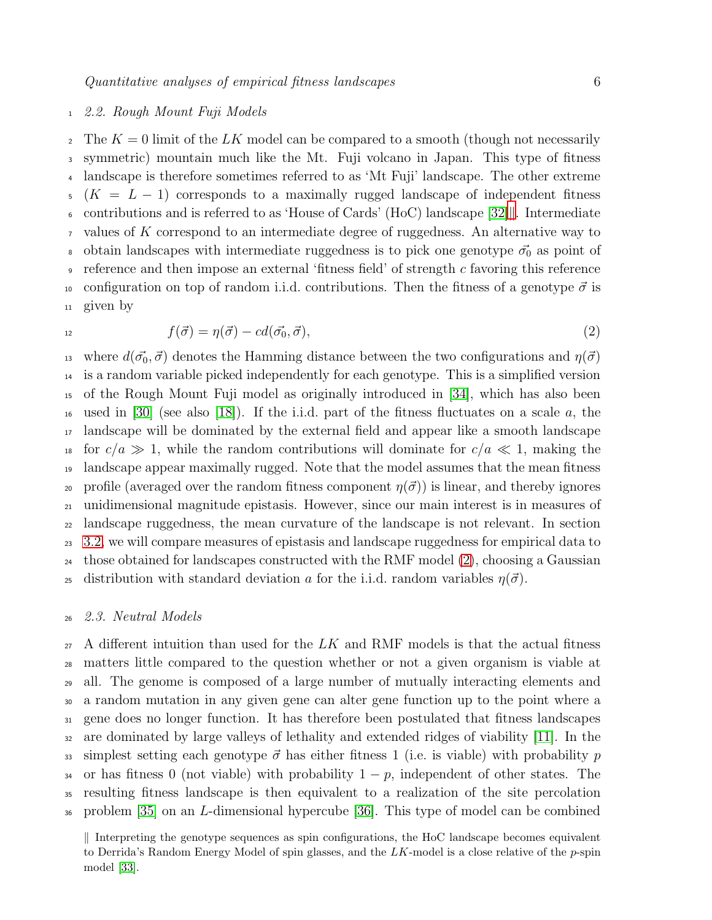### 2.2. Rough Mount Fuji Models

The $K = 0$ limit of the $LK$ model can be compared to a smooth (though not necessarily symmetric) mountain much like the Mt. Fuji volcano in Japan. This type of fitness landscape is therefore sometimes referred to as 'Mt Fuji' landscape. The other extreme ($K = L - 1$) corresponds to a maximally rugged landscape of independent fitness contributions and is referred to as 'House of Cards' (HoC) landscape [32]‖. Intermediate values of $K$ correspond to an intermediate degree of ruggedness. An alternative way to obtain landscapes with intermediate ruggedness is to pick one genotype $\vec{\sigma_0}$ as point of reference and then impose an external 'fitness field' of strength $c$ favoring this reference configuration on top of random i.i.d. contributions. Then the fitness of a genotype $\vec{\sigma}$ is given by

$$f(\vec{\sigma}) = \eta(\vec{\sigma}) - cd(\vec{\sigma_0}, \vec{\sigma}), \tag{2}$$

where $d(\vec{\sigma_0}, \vec{\sigma})$ denotes the Hamming distance between the two configurations and $\eta(\vec{\sigma})$ is a random variable picked independently for each genotype. This is a simplified version of the Rough Mount Fuji model as originally introduced in [34], which has also been used in [30] (see also [18]). If the i.i.d. part of the fitness fluctuates on a scale $a$, the landscape will be dominated by the external field and appear like a smooth landscape for $c/a \gg 1$, while the random contributions will dominate for $c/a \ll 1$, making the landscape appear maximally rugged. Note that the model assumes that the mean fitness profile (averaged over the random fitness component $\eta(\vec{\sigma})$) is linear, and thereby ignores unidimensional magnitude epistasis. However, since our main interest is in measures of landscape ruggedness, the mean curvature of the landscape is not relevant. In section 3.2 we will compare measures of epistasis and landscape ruggedness for empirical data to those obtained for landscapes constructed with the RMF model (2), choosing a Gaussian distribution with standard deviation $a$ for the i.i.d. random variables $\eta(\vec{\sigma})$.

### 2.3. Neutral Models

A different intuition than used for the $LK$ and RMF models is that the actual fitness matters little compared to the question whether or not a given organism is viable at all. The genome is composed of a large number of mutually interacting elements and a random mutation in any given gene can alter gene function up to the point where a gene does no longer function. It has therefore been postulated that fitness landscapes are dominated by large valleys of lethality and extended ridges of viability [11]. In the simplest setting each genotype $\vec{\sigma}$ has either fitness 1 (i.e. is viable) with probability $p$ or has fitness 0 (not viable) with probability $1 - p$, independent of other states. The resulting fitness landscape is then equivalent to a realization of the site percolation problem [35] on an $L$-dimensional hypercube [36]. This type of model can be combined

‖ Interpreting the genotype sequences as spin configurations, the HoC landscape becomes equivalent to Derrida's Random Energy Model of spin glasses, and the $LK$-model is a close relative of the $p$-spin model [33].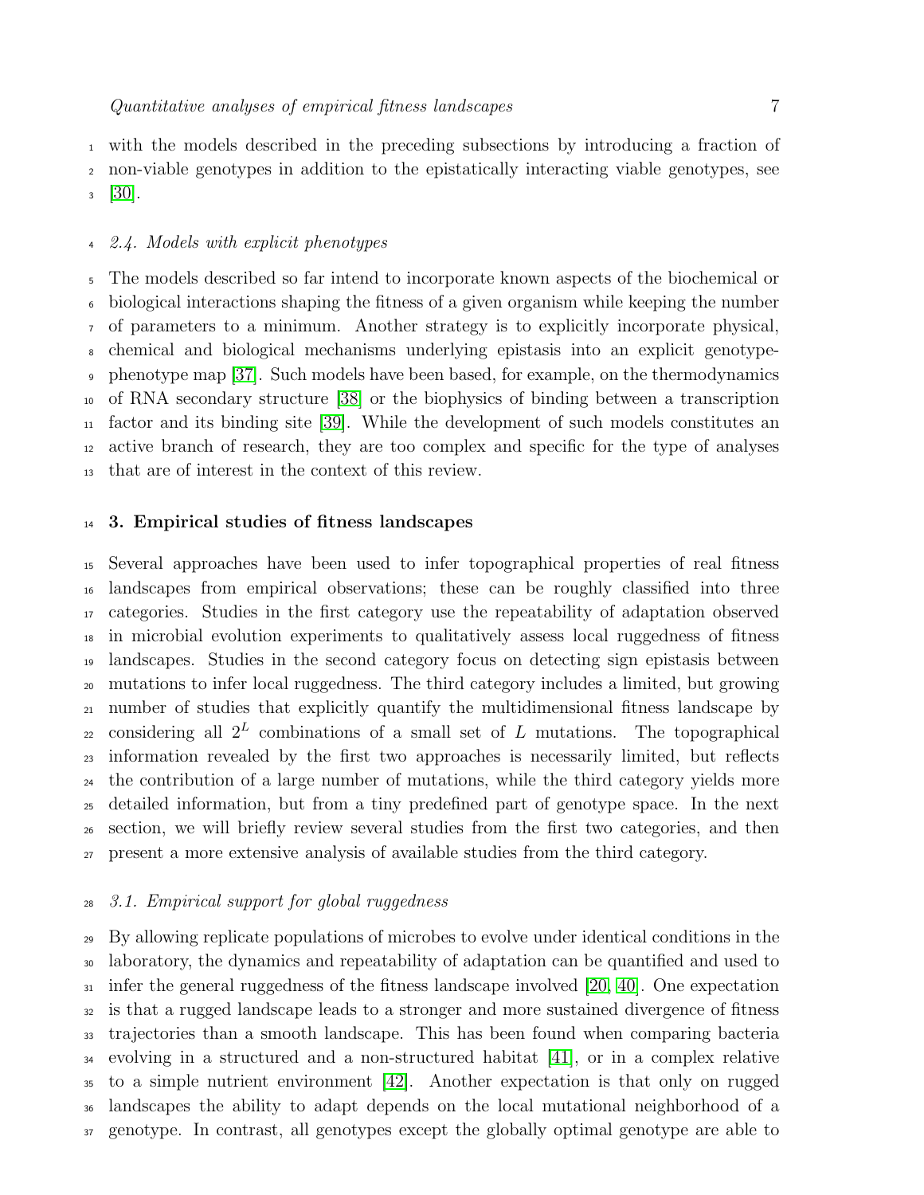with the models described in the preceding subsections by introducing a fraction of non-viable genotypes in addition to the epistatically interacting viable genotypes, see [30].

### 2.4. Models with explicit phenotypes

The models described so far intend to incorporate known aspects of the biochemical or biological interactions shaping the fitness of a given organism while keeping the number of parameters to a minimum. Another strategy is to explicitly incorporate physical, chemical and biological mechanisms underlying epistasis into an explicit genotype-phenotype map [37]. Such models have been based, for example, on the thermodynamics of RNA secondary structure [38] or the biophysics of binding between a transcription factor and its binding site [39]. While the development of such models constitutes an active branch of research, they are too complex and specific for the type of analyses that are of interest in the context of this review.

## 3. Empirical studies of fitness landscapes

Several approaches have been used to infer topographical properties of real fitness landscapes from empirical observations; these can be roughly classified into three categories. Studies in the first category use the repeatability of adaptation observed in microbial evolution experiments to qualitatively assess local ruggedness of fitness landscapes. Studies in the second category focus on detecting sign epistasis between mutations to infer local ruggedness. The third category includes a limited, but growing number of studies that explicitly quantify the multidimensional fitness landscape by considering all $2^L$ combinations of a small set of $L$ mutations. The topographical information revealed by the first two approaches is necessarily limited, but reflects the contribution of a large number of mutations, while the third category yields more detailed information, but from a tiny predefined part of genotype space. In the next section, we will briefly review several studies from the first two categories, and then present a more extensive analysis of available studies from the third category.

### 3.1. Empirical support for global ruggedness

By allowing replicate populations of microbes to evolve under identical conditions in the laboratory, the dynamics and repeatability of adaptation can be quantified and used to infer the general ruggedness of the fitness landscape involved [20, 40]. One expectation is that a rugged landscape leads to a stronger and more sustained divergence of fitness trajectories than a smooth landscape. This has been found when comparing bacteria evolving in a structured and a non-structured habitat [41], or in a complex relative to a simple nutrient environment [42]. Another expectation is that only on rugged landscapes the ability to adapt depends on the local mutational neighborhood of a genotype. In contrast, all genotypes except the globally optimal genotype are able to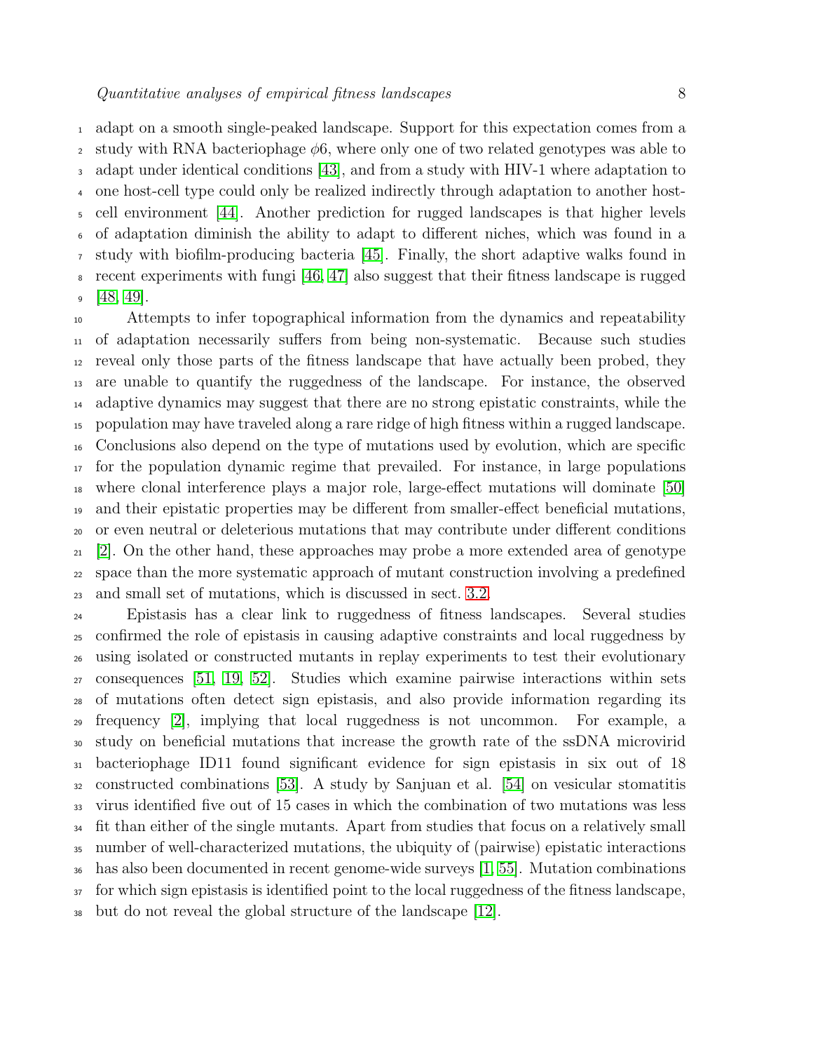adapt on a smooth single-peaked landscape. Support for this expectation comes from a study with RNA bacteriophage $\phi6$, where only one of two related genotypes was able to adapt under identical conditions [43], and from a study with HIV-1 where adaptation to one host-cell type could only be realized indirectly through adaptation to another host-cell environment [44]. Another prediction for rugged landscapes is that higher levels of adaptation diminish the ability to adapt to different niches, which was found in a study with biofilm-producing bacteria [45]. Finally, the short adaptive walks found in recent experiments with fungi [46, 47] also suggest that their fitness landscape is rugged [48, 49].

Attempts to infer topographical information from the dynamics and repeatability of adaptation necessarily suffers from being non-systematic. Because such studies reveal only those parts of the fitness landscape that have actually been probed, they are unable to quantify the ruggedness of the landscape. For instance, the observed adaptive dynamics may suggest that there are no strong epistatic constraints, while the population may have traveled along a rare ridge of high fitness within a rugged landscape. Conclusions also depend on the type of mutations used by evolution, which are specific for the population dynamic regime that prevailed. For instance, in large populations where clonal interference plays a major role, large-effect mutations will dominate [50] and their epistatic properties may be different from smaller-effect beneficial mutations, or even neutral or deleterious mutations that may contribute under different conditions [2]. On the other hand, these approaches may probe a more extended area of genotype space than the more systematic approach of mutant construction involving a predefined and small set of mutations, which is discussed in sect. 3.2.

Epistasis has a clear link to ruggedness of fitness landscapes. Several studies confirmed the role of epistasis in causing adaptive constraints and local ruggedness by using isolated or constructed mutants in replay experiments to test their evolutionary consequences [51, 19, 52]. Studies which examine pairwise interactions within sets of mutations often detect sign epistasis, and also provide information regarding its frequency [2], implying that local ruggedness is not uncommon. For example, a study on beneficial mutations that increase the growth rate of the ssDNA microvirid bacteriophage ID11 found significant evidence for sign epistasis in six out of 18 constructed combinations [53]. A study by Sanjuan et al. [54] on vesicular stomatitis virus identified five out of 15 cases in which the combination of two mutations was less fit than either of the single mutants. Apart from studies that focus on a relatively small number of well-characterized mutations, the ubiquity of (pairwise) epistatic interactions has also been documented in recent genome-wide surveys [1, 55]. Mutation combinations for which sign epistasis is identified point to the local ruggedness of the fitness landscape, but do not reveal the global structure of the landscape [12].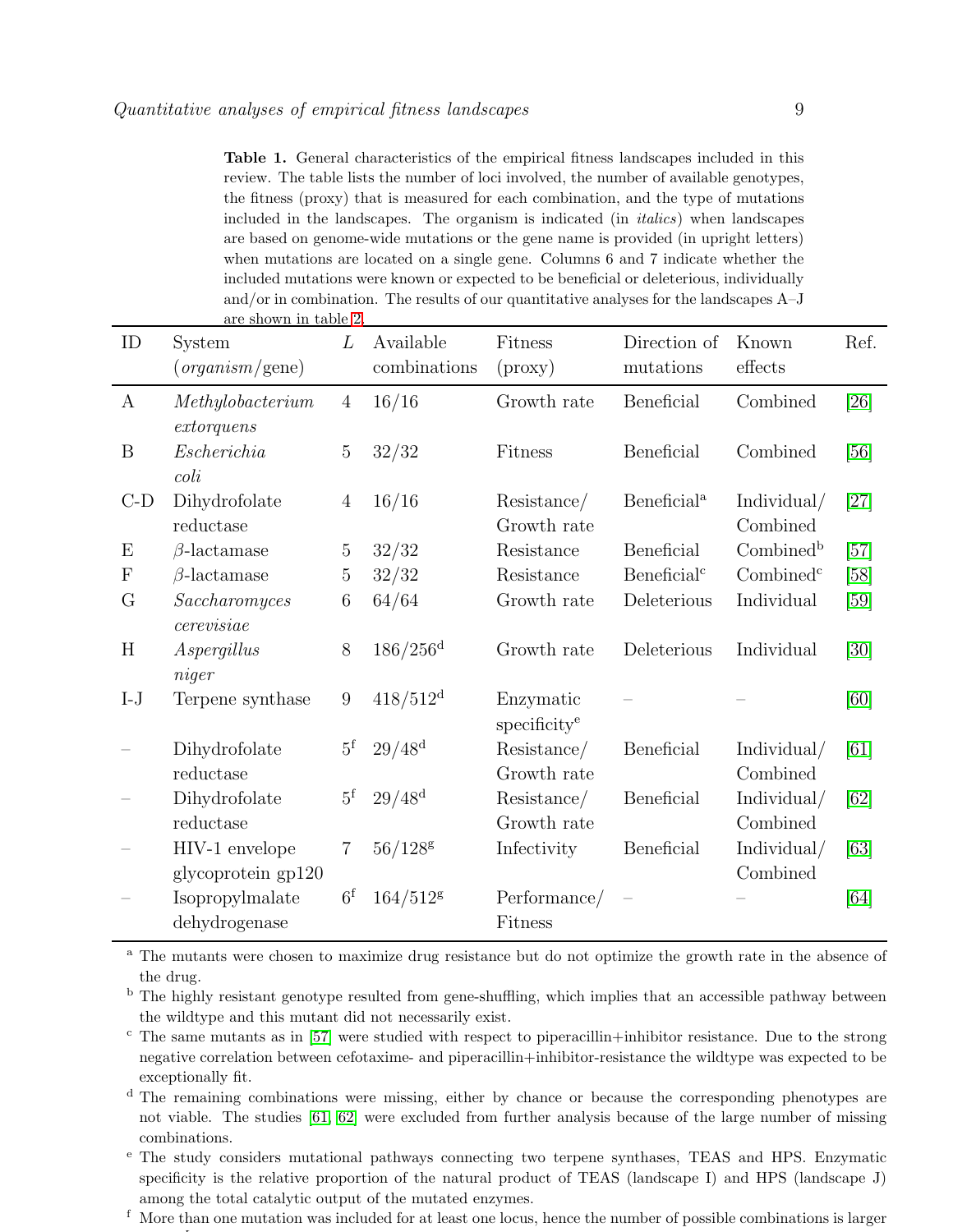**Table 1.** General characteristics of the empirical fitness landscapes included in this review. The table lists the number of loci involved, the number of available genotypes, the fitness (proxy) that is measured for each combination, and the type of mutations included in the landscapes. The organism is indicated (in *italics*) when landscapes are based on genome-wide mutations or the gene name is provided (in upright letters) when mutations are located on a single gene. Columns 6 and 7 indicate whether the included mutations were known or expected to be beneficial or deleterious, individually and/or in combination. The results of our quantitative analyses for the landscapes A–J are shown in table 2.

| ID | System (*organism*/gene) | $L$ | Available combinations | Fitness (proxy) | Direction of mutations | Known effects | Ref. |
|---|---|---|---|---|---|---|---|
| A | *Methylobacterium extorquens* | 4 | 16/16 | Growth rate | Beneficial | Combined | [26] |
| B | *Escherichia coli* | 5 | 32/32 | Fitness | Beneficial | Combined | [56] |
| C-D | Dihydrofolate reductase | 4 | 16/16 | Resistance/ Growth rate | Beneficial[a] | Individual/ Combined | [27] |
| E | $\beta$-lactamase | 5 | 32/32 | Resistance | Beneficial | Combined[b] | [57] |
| F | $\beta$-lactamase | 5 | 32/32 | Resistance | Beneficial[c] | Combined[c] | [58] |
| G | *Saccharomyces cerevisiae* | 6 | 64/64 | Growth rate | Deleterious | Individual | [59] |
| H | *Aspergillus niger* | 8 | 186/256[d] | Growth rate | Deleterious | Individual | [30] |
| I-J | Terpene synthase | 9 | 418/512[d] | Enzymatic specificity[e] | – | – | [60] |
| – | Dihydrofolate reductase | 5[f] | 29/48[d] | Resistance/ Growth rate | Beneficial | Individual/ Combined | [61] |
| – | Dihydrofolate reductase | 5[f] | 29/48[d] | Resistance/ Growth rate | Beneficial | Individual/ Combined | [62] |
| – | HIV-1 envelope glycoprotein gp120 | 7 | 56/128[g] | Infectivity | Beneficial | Individual/ Combined | [63] |
| – | Isopropylmalate dehydrogenase | 6[f] | 164/512[g] | Performance/ Fitness | – | – | [64] |

[a] The mutants were chosen to maximize drug resistance but do not optimize the growth rate in the absence of the drug.

[b] The highly resistant genotype resulted from gene-shuffling, which implies that an accessible pathway between the wildtype and this mutant did not necessarily exist.

[c] The same mutants as in [57] were studied with respect to piperacillin+inhibitor resistance. Due to the strong negative correlation between cefotaxime- and piperacillin+inhibitor-resistance the wildtype was expected to be exceptionally fit.

[d] The remaining combinations were missing, either by chance or because the corresponding phenotypes are not viable. The studies [61, 62] were excluded from further analysis because of the large number of missing combinations.

[e] The study considers mutational pathways connecting two terpene synthases, TEAS and HPS. Enzymatic specificity is the relative proportion of the natural product of TEAS (landscape I) and HPS (landscape J) among the total catalytic output of the mutated enzymes.

[f] More than one mutation was included for at least one locus, hence the number of possible combinations is larger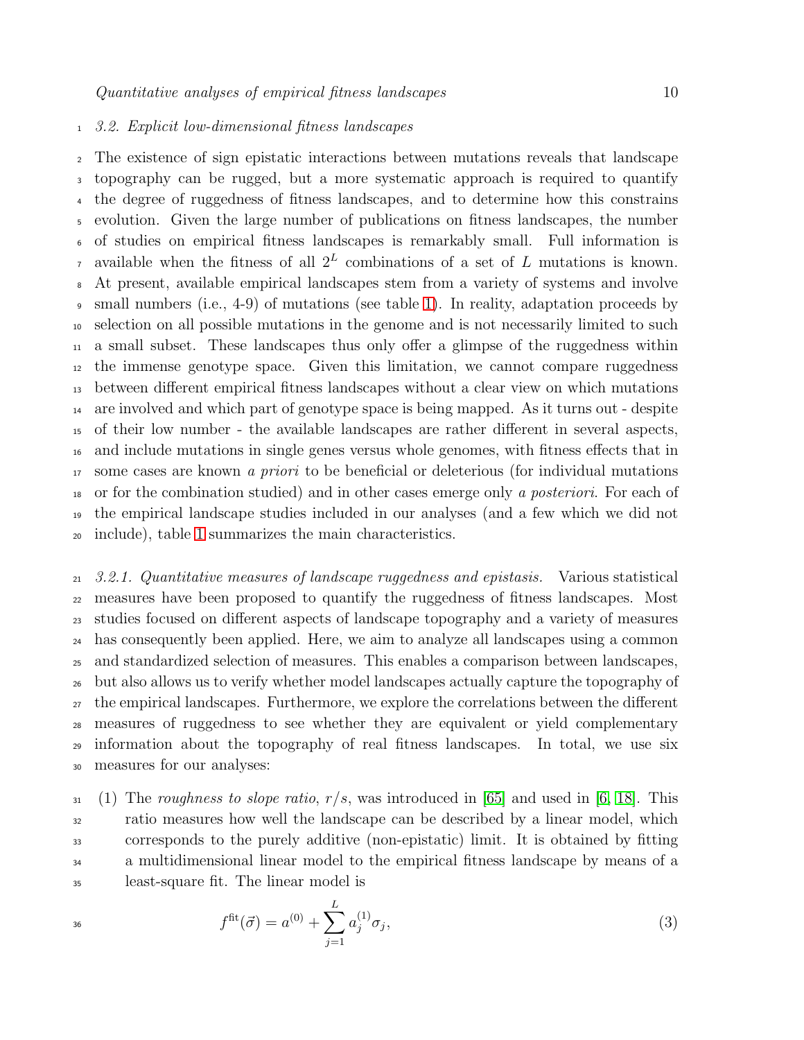### 3.2. Explicit low-dimensional fitness landscapes

The existence of sign epistatic interactions between mutations reveals that landscape topography can be rugged, but a more systematic approach is required to quantify the degree of ruggedness of fitness landscapes, and to determine how this constrains evolution. Given the large number of publications on fitness landscapes, the number of studies on empirical fitness landscapes is remarkably small. Full information is available when the fitness of all $2^L$ combinations of a set of $L$ mutations is known. At present, available empirical landscapes stem from a variety of systems and involve small numbers (i.e., 4-9) of mutations (see table 1). In reality, adaptation proceeds by selection on all possible mutations in the genome and is not necessarily limited to such a small subset. These landscapes thus only offer a glimpse of the ruggedness within the immense genotype space. Given this limitation, we cannot compare ruggedness between different empirical fitness landscapes without a clear view on which mutations are involved and which part of genotype space is being mapped. As it turns out - despite of their low number - the available landscapes are rather different in several aspects, and include mutations in single genes versus whole genomes, with fitness effects that in some cases are known *a priori* to be beneficial or deleterious (for individual mutations or for the combination studied) and in other cases emerge only *a posteriori*. For each of the empirical landscape studies included in our analyses (and a few which we did not include), table 1 summarizes the main characteristics.

*3.2.1. Quantitative measures of landscape ruggedness and epistasis.* Various statistical measures have been proposed to quantify the ruggedness of fitness landscapes. Most studies focused on different aspects of landscape topography and a variety of measures has consequently been applied. Here, we aim to analyze all landscapes using a common and standardized selection of measures. This enables a comparison between landscapes, but also allows us to verify whether model landscapes actually capture the topography of the empirical landscapes. Furthermore, we explore the correlations between the different measures of ruggedness to see whether they are equivalent or yield complementary information about the topography of real fitness landscapes. In total, we use six measures for our analyses:

(1) The *roughness to slope ratio*, $r/s$, was introduced in [65] and used in [6, 18]. This ratio measures how well the landscape can be described by a linear model, which corresponds to the purely additive (non-epistatic) limit. It is obtained by fitting a multidimensional linear model to the empirical fitness landscape by means of a least-square fit. The linear model is

$$f^{\text{fit}}(\vec{\sigma}) = a^{(0)} + \sum_{j=1}^{L} a_j^{(1)} \sigma_j, \tag{3}$$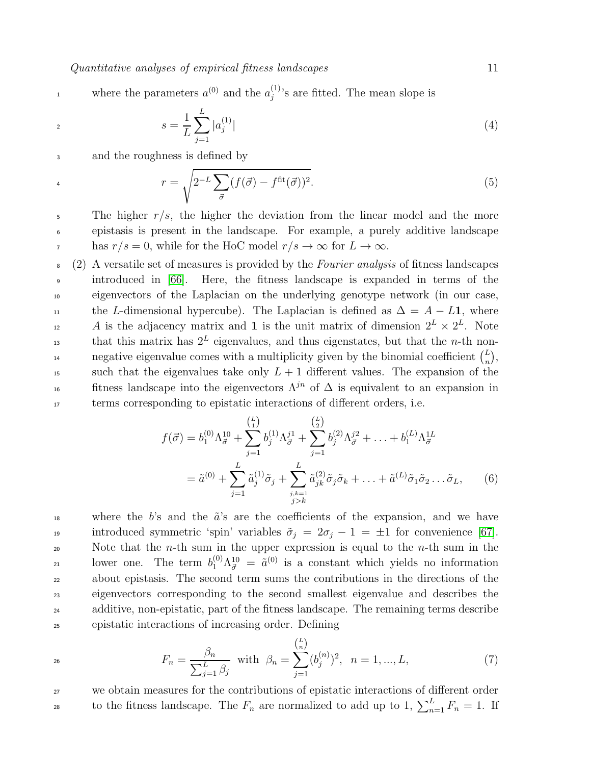where the parameters $a^{(0)}$ and the $a_j^{(1)}$'s are fitted. The mean slope is

$$s = \frac{1}{L} \sum_{j=1}^{L} |a_j^{(1)}| \tag{4}$$

and the roughness is defined by

$$r = \sqrt{2^{-L} \sum_{\vec{\sigma}} (f(\vec{\sigma}) - f^{\text{fit}}(\vec{\sigma}))^2}. \tag{5}$$

The higher $r/s$, the higher the deviation from the linear model and the more epistasis is present in the landscape. For example, a purely additive landscape has $r/s = 0$, while for the HoC model $r/s \to \infty$ for $L \to \infty$.

(2) A versatile set of measures is provided by the *Fourier analysis* of fitness landscapes introduced in [66]. Here, the fitness landscape is expanded in terms of the eigenvectors of the Laplacian on the underlying genotype network (in our case, the $L$-dimensional hypercube). The Laplacian is defined as $\Delta = A - L\mathbf{1}$, where $A$ is the adjacency matrix and $\mathbf{1}$ is the unit matrix of dimension $2^L \times 2^L$. Note that this matrix has $2^L$ eigenvalues, and thus eigenstates, but that the $n$-th non-negative eigenvalue comes with a multiplicity given by the binomial coefficient $\binom{L}{n}$, such that the eigenvalues take only $L+1$ different values. The expansion of the fitness landscape into the eigenvectors $\Lambda^{jn}$ of $\Delta$ is equivalent to an expansion in terms corresponding to epistatic interactions of different orders, i.e.

$$\begin{aligned} f(\vec{\sigma}) &= b_1^{(0)} \Lambda_{\vec{\sigma}}^{10} + \sum_{j=1}^{\binom{L}{1}} b_j^{(1)} \Lambda_{\vec{\sigma}}^{j1} + \sum_{j=1}^{\binom{L}{2}} b_j^{(2)} \Lambda_{\vec{\sigma}}^{j2} + \ldots + b_1^{(L)} \Lambda_{\vec{\sigma}}^{1L} \\ &= \tilde{a}^{(0)} + \sum_{j=1}^{L} \tilde{a}_j^{(1)} \tilde{\sigma}_j + \sum_{\substack{j,k=1 \\ j>k}}^{L} \tilde{a}_{jk}^{(2)} \tilde{\sigma}_j \tilde{\sigma}_k + \ldots + \tilde{a}^{(L)} \tilde{\sigma}_1 \tilde{\sigma}_2 \ldots \tilde{\sigma}_L, \end{aligned} \tag{6}$$

where the $b$'s and the $\tilde{a}$'s are the coefficients of the expansion, and we have introduced symmetric 'spin' variables $\tilde{\sigma}_j = 2\sigma_j - 1 = \pm 1$ for convenience [67]. Note that the $n$-th sum in the upper expression is equal to the $n$-th sum in the lower one. The term $b_1^{(0)} \Lambda_{\vec{\sigma}}^{10} = \tilde{a}^{(0)}$ is a constant which yields no information about epistasis. The second term sums the contributions in the directions of the eigenvectors corresponding to the second smallest eigenvalue and describes the additive, non-epistatic, part of the fitness landscape. The remaining terms describe epistatic interactions of increasing order. Defining

$$F_n = \frac{\beta_n}{\sum_{j=1}^{L} \beta_j} \text{ with } \beta_n = \sum_{j=1}^{\binom{L}{n}} (b_j^{(n)})^2, \;\; n = 1, ..., L, \tag{7}$$

we obtain measures for the contributions of epistatic interactions of different order to the fitness landscape. The $F_n$ are normalized to add up to 1, $\sum_{n=1}^{L} F_n = 1$. If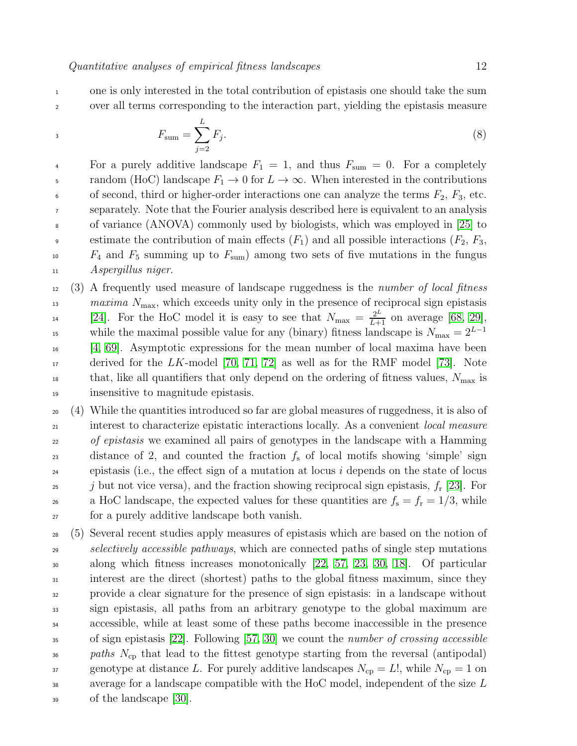one is only interested in the total contribution of epistasis one should take the sum over all terms corresponding to the interaction part, yielding the epistasis measure

$$F_{\text{sum}} = \sum_{j=2}^{L} F_j. \tag{8}$$

For a purely additive landscape $F_1 = 1$, and thus $F_{\text{sum}} = 0$. For a completely random (HoC) landscape $F_1 \to 0$ for $L \to \infty$. When interested in the contributions of second, third or higher-order interactions one can analyze the terms $F_2$, $F_3$, etc. separately. Note that the Fourier analysis described here is equivalent to an analysis of variance (ANOVA) commonly used by biologists, which was employed in [25] to estimate the contribution of main effects ($F_1$) and all possible interactions ($F_2$, $F_3$, $F_4$ and $F_5$ summing up to $F_{\text{sum}}$) among two sets of five mutations in the fungus *Aspergillus niger*.

(3) A frequently used measure of landscape ruggedness is the *number of local fitness maxima* $N_{\max}$, which exceeds unity only in the presence of reciprocal sign epistasis [24]. For the HoC model it is easy to see that $N_{\max} = \frac{2^L}{L+1}$ on average [68, 29], while the maximal possible value for any (binary) fitness landscape is $N_{\max} = 2^{L-1}$ [4, 69]. Asymptotic expressions for the mean number of local maxima have been derived for the $LK$-model [70, 71, 72] as well as for the RMF model [73]. Note that, like all quantifiers that only depend on the ordering of fitness values, $N_{\max}$ is insensitive to magnitude epistasis.

(4) While the quantities introduced so far are global measures of ruggedness, it is also of interest to characterize epistatic interactions locally. As a convenient *local measure of epistasis* we examined all pairs of genotypes in the landscape with a Hamming distance of 2, and counted the fraction $f_{\text{s}}$ of local motifs showing 'simple' sign epistasis (i.e., the effect sign of a mutation at locus $i$ depends on the state of locus $j$ but not vice versa), and the fraction showing reciprocal sign epistasis, $f_{\text{r}}$ [23]. For a HoC landscape, the expected values for these quantities are $f_{\text{s}} = f_{\text{r}} = 1/3$, while for a purely additive landscape both vanish.

(5) Several recent studies apply measures of epistasis which are based on the notion of *selectively accessible pathways*, which are connected paths of single step mutations along which fitness increases monotonically [22, 57, 23, 30, 18]. Of particular interest are the direct (shortest) paths to the global fitness maximum, since they provide a clear signature for the presence of sign epistasis: in a landscape without sign epistasis, all paths from an arbitrary genotype to the global maximum are accessible, while at least some of these paths become inaccessible in the presence of sign epistasis [22]. Following [57, 30] we count the *number of crossing accessible paths* $N_{\text{cp}}$ that lead to the fittest genotype starting from the reversal (antipodal) genotype at distance $L$. For purely additive landscapes $N_{\text{cp}} = L!$, while $N_{\text{cp}} = 1$ on average for a landscape compatible with the HoC model, independent of the size $L$ of the landscape [30].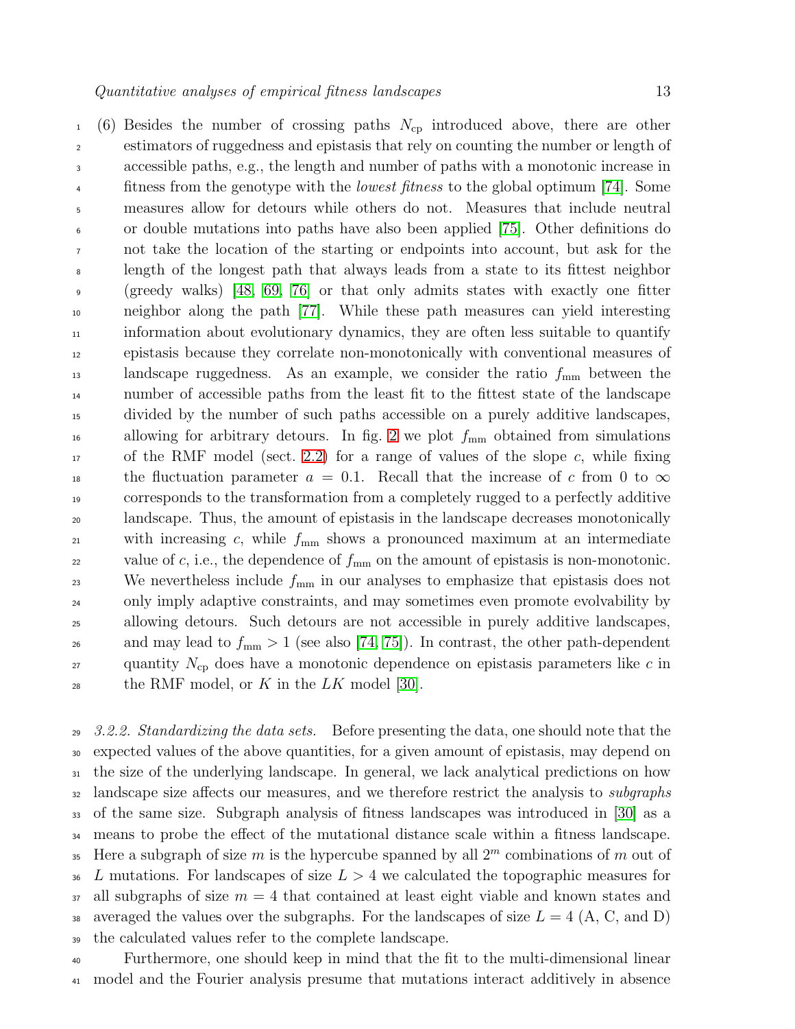(6) Besides the number of crossing paths $N_{\mathrm{cp}}$ introduced above, there are other estimators of ruggedness and epistasis that rely on counting the number or length of accessible paths, e.g., the length and number of paths with a monotonic increase in fitness from the genotype with the *lowest fitness* to the global optimum [74]. Some measures allow for detours while others do not. Measures that include neutral or double mutations into paths have also been applied [75]. Other definitions do not take the location of the starting or endpoints into account, but ask for the length of the longest path that always leads from a state to its fittest neighbor (greedy walks) [48, 69, 76] or that only admits states with exactly one fitter neighbor along the path [77]. While these path measures can yield interesting information about evolutionary dynamics, they are often less suitable to quantify epistasis because they correlate non-monotonically with conventional measures of landscape ruggedness. As an example, we consider the ratio $f_{\mathrm{mm}}$ between the number of accessible paths from the least fit to the fittest state of the landscape divided by the number of such paths accessible on a purely additive landscapes, allowing for arbitrary detours. In fig. 2 we plot $f_{\mathrm{mm}}$ obtained from simulations of the RMF model (sect. 2.2) for a range of values of the slope $c$, while fixing the fluctuation parameter $a = 0.1$. Recall that the increase of $c$ from 0 to $\infty$ corresponds to the transformation from a completely rugged to a perfectly additive landscape. Thus, the amount of epistasis in the landscape decreases monotonically with increasing $c$, while $f_{\mathrm{mm}}$ shows a pronounced maximum at an intermediate value of $c$, i.e., the dependence of $f_{\mathrm{mm}}$ on the amount of epistasis is non-monotonic. We nevertheless include $f_{\mathrm{mm}}$ in our analyses to emphasize that epistasis does not only imply adaptive constraints, and may sometimes even promote evolvability by allowing detours. Such detours are not accessible in purely additive landscapes, and may lead to $f_{\mathrm{mm}} > 1$ (see also [74, 75]). In contrast, the other path-dependent quantity $N_{\mathrm{cp}}$ does have a monotonic dependence on epistasis parameters like $c$ in the RMF model, or $K$ in the $LK$ model [30].

*3.2.2. Standardizing the data sets.* Before presenting the data, one should note that the expected values of the above quantities, for a given amount of epistasis, may depend on the size of the underlying landscape. In general, we lack analytical predictions on how landscape size affects our measures, and we therefore restrict the analysis to *subgraphs* of the same size. Subgraph analysis of fitness landscapes was introduced in [30] as a means to probe the effect of the mutational distance scale within a fitness landscape. Here a subgraph of size $m$ is the hypercube spanned by all $2^m$ combinations of $m$ out of $L$ mutations. For landscapes of size $L > 4$ we calculated the topographic measures for all subgraphs of size $m = 4$ that contained at least eight viable and known states and averaged the values over the subgraphs. For the landscapes of size $L = 4$ (A, C, and D) the calculated values refer to the complete landscape.

Furthermore, one should keep in mind that the fit to the multi-dimensional linear model and the Fourier analysis presume that mutations interact additively in absence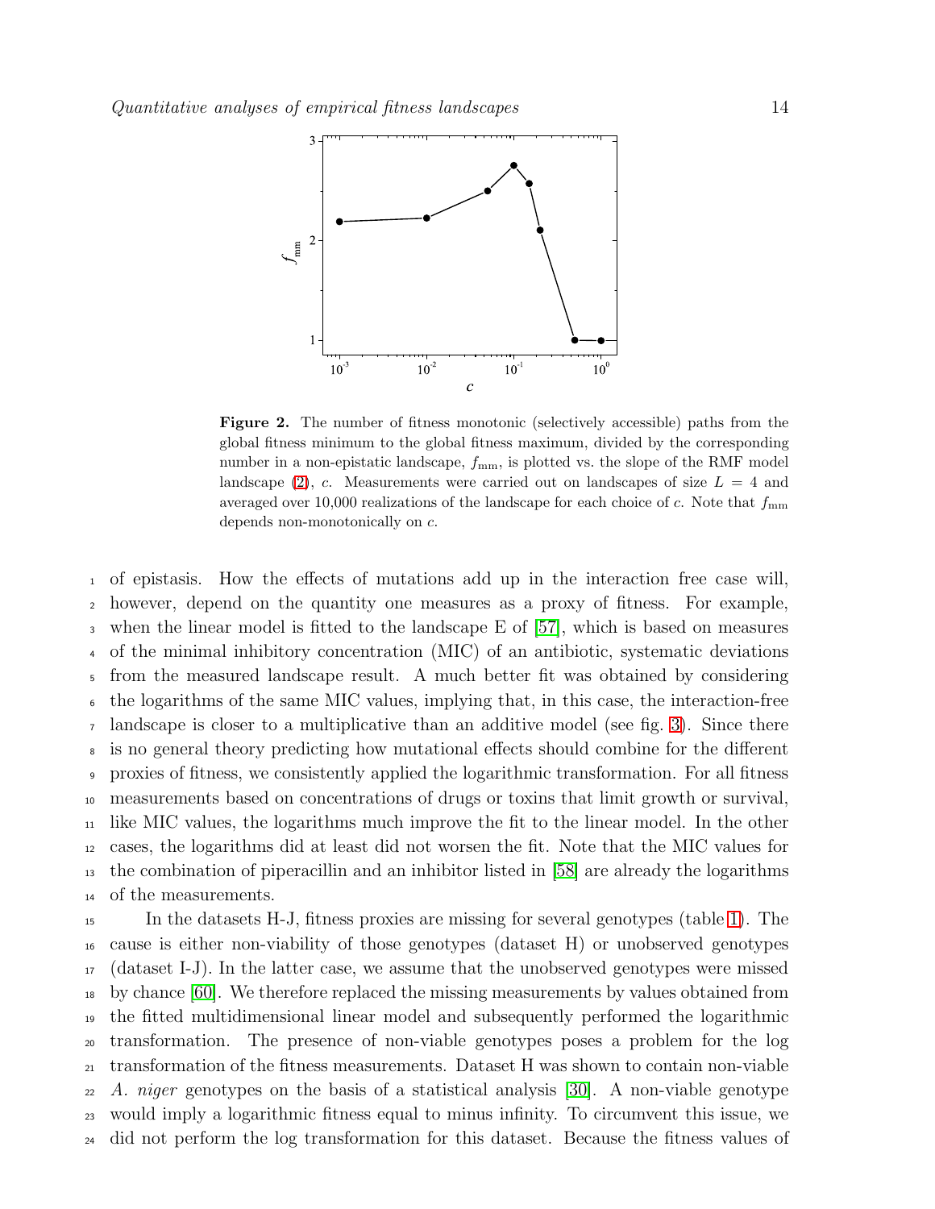Figure 2. The number of fitness monotonic (selectively accessible) paths from the global fitness minimum to the global fitness maximum, divided by the corresponding number in a non-epistatic landscape, $f_{\mathrm{mm}}$, is plotted vs. the slope of the RMF model landscape (2), $c$. Measurements were carried out on landscapes of size $L = 4$ and averaged over 10,000 realizations of the landscape for each choice of $c$. Note that $f_{\mathrm{mm}}$ depends non-monotonically on $c$.

of epistasis. How the effects of mutations add up in the interaction free case will, however, depend on the quantity one measures as a proxy of fitness. For example, when the linear model is fitted to the landscape E of [57], which is based on measures of the minimal inhibitory concentration (MIC) of an antibiotic, systematic deviations from the measured landscape result. A much better fit was obtained by considering the logarithms of the same MIC values, implying that, in this case, the interaction-free landscape is closer to a multiplicative than an additive model (see fig. 3). Since there is no general theory predicting how mutational effects should combine for the different proxies of fitness, we consistently applied the logarithmic transformation. For all fitness measurements based on concentrations of drugs or toxins that limit growth or survival, like MIC values, the logarithms much improve the fit to the linear model. In the other cases, the logarithms did at least did not worsen the fit. Note that the MIC values for the combination of piperacillin and an inhibitor listed in [58] are already the logarithms of the measurements.

In the datasets H-J, fitness proxies are missing for several genotypes (table 1). The cause is either non-viability of those genotypes (dataset H) or unobserved genotypes (dataset I-J). In the latter case, we assume that the unobserved genotypes were missed by chance [60]. We therefore replaced the missing measurements by values obtained from the fitted multidimensional linear model and subsequently performed the logarithmic transformation. The presence of non-viable genotypes poses a problem for the log transformation of the fitness measurements. Dataset H was shown to contain non-viable *A. niger* genotypes on the basis of a statistical analysis [30]. A non-viable genotype would imply a logarithmic fitness equal to minus infinity. To circumvent this issue, we did not perform the log transformation for this dataset. Because the fitness values of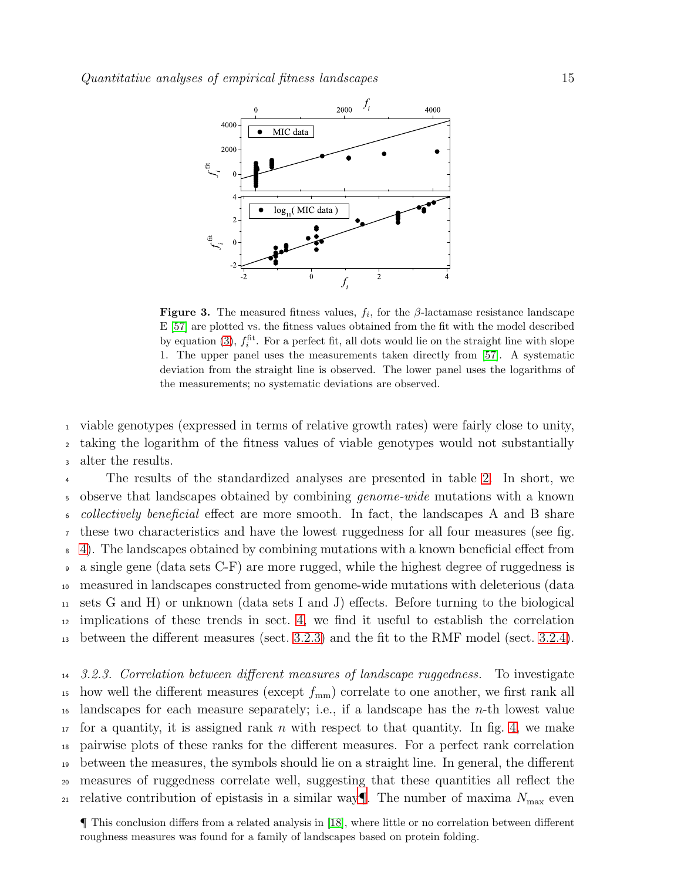**Figure 3.** The measured fitness values, $f_i$, for the $\beta$-lactamase resistance landscape E [57] are plotted vs. the fitness values obtained from the fit with the model described by equation (3), $f_i^{\mathrm{fit}}$. For a perfect fit, all dots would lie on the straight line with slope 1. The upper panel uses the measurements taken directly from [57]. A systematic deviation from the straight line is observed. The lower panel uses the logarithms of the measurements; no systematic deviations are observed.

viable genotypes (expressed in terms of relative growth rates) were fairly close to unity, taking the logarithm of the fitness values of viable genotypes would not substantially alter the results.

The results of the standardized analyses are presented in table 2. In short, we observe that landscapes obtained by combining *genome-wide* mutations with a known *collectively beneficial* effect are more smooth. In fact, the landscapes A and B share these two characteristics and have the lowest ruggedness for all four measures (see fig. 4). The landscapes obtained by combining mutations with a known beneficial effect from a single gene (data sets C-F) are more rugged, while the highest degree of ruggedness is measured in landscapes constructed from genome-wide mutations with deleterious (data sets G and H) or unknown (data sets I and J) effects. Before turning to the biological implications of these trends in sect. 4, we find it useful to establish the correlation between the different measures (sect. 3.2.3) and the fit to the RMF model (sect. 3.2.4).

*3.2.3. Correlation between different measures of landscape ruggedness.* To investigate how well the different measures (except $f_{\mathrm{mm}}$) correlate to one another, we first rank all landscapes for each measure separately; i.e., if a landscape has the $n$-th lowest value for a quantity, it is assigned rank $n$ with respect to that quantity. In fig. 4, we make pairwise plots of these ranks for the different measures. For a perfect rank correlation between the measures, the symbols should lie on a straight line. In general, the different measures of ruggedness correlate well, suggesting that these quantities all reflect the relative contribution of epistasis in a similar way¶. The number of maxima $N_{\mathrm{max}}$ even

¶ This conclusion differs from a related analysis in [18], where little or no correlation between different roughness measures was found for a family of landscapes based on protein folding.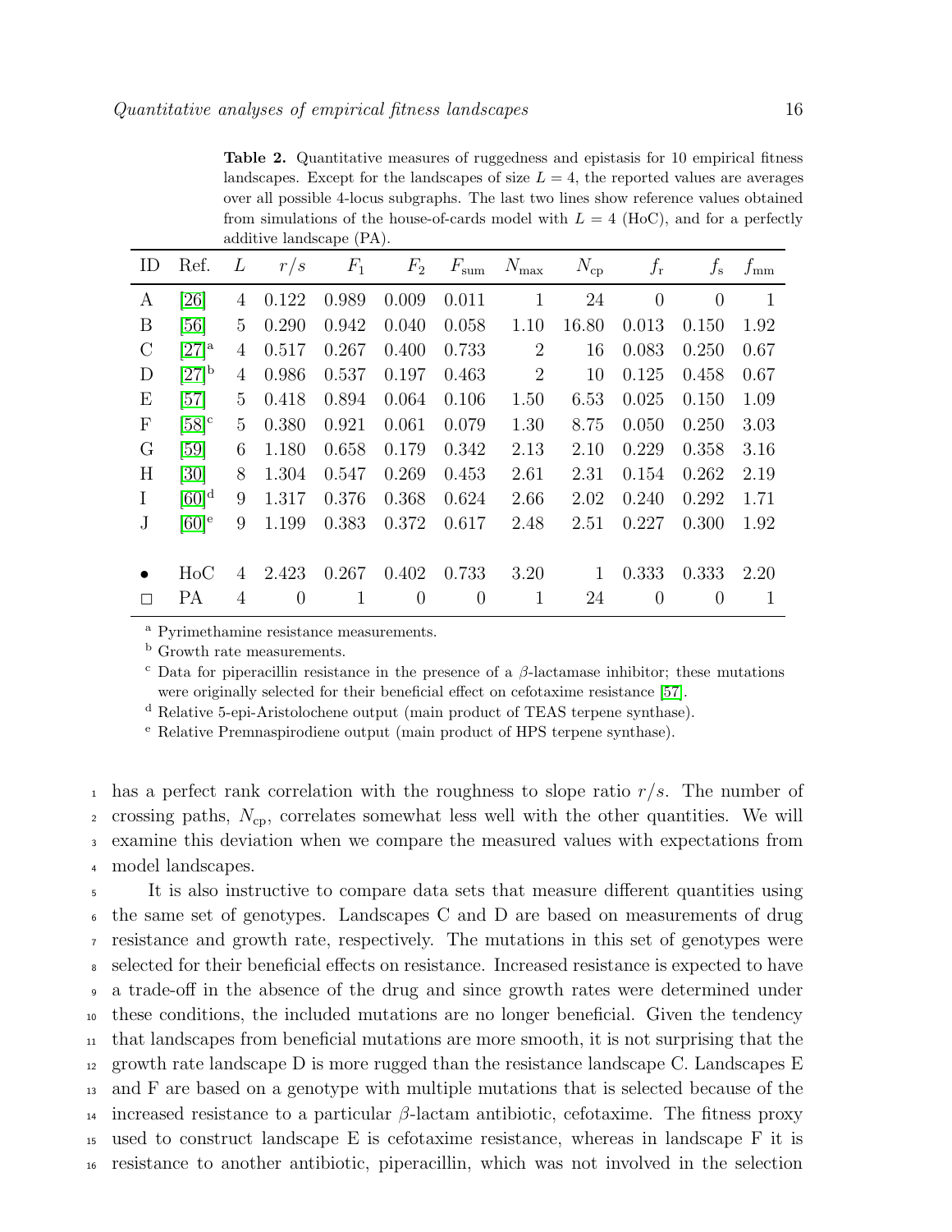**Table 2.** Quantitative measures of ruggedness and epistasis for 10 empirical fitness landscapes. Except for the landscapes of size $L = 4$, the reported values are averages over all possible 4-locus subgraphs. The last two lines show reference values obtained from simulations of the house-of-cards model with $L = 4$ (HoC), and for a perfectly additive landscape (PA).

| ID | Ref. | $L$ | $r/s$ | $F_1$ | $F_2$ | $F_{\text{sum}}$ | $N_{\max}$ | $N_{\text{cp}}$ | $f_{\text{r}}$ | $f_{\text{s}}$ | $f_{\text{mm}}$ |
|---|---|---|---|---|---|---|---|---|---|---|---|
| A | [26] | 4 | 0.122 | 0.989 | 0.009 | 0.011 | 1 | 24 | 0 | 0 | 1 |
| B | [56] | 5 | 0.290 | 0.942 | 0.040 | 0.058 | 1.10 | 16.80 | 0.013 | 0.150 | 1.92 |
| C | [27][a] | 4 | 0.517 | 0.267 | 0.400 | 0.733 | 2 | 16 | 0.083 | 0.250 | 0.67 |
| D | [27][b] | 4 | 0.986 | 0.537 | 0.197 | 0.463 | 2 | 10 | 0.125 | 0.458 | 0.67 |
| E | [57] | 5 | 0.418 | 0.894 | 0.064 | 0.106 | 1.50 | 6.53 | 0.025 | 0.150 | 1.09 |
| F | [58][c] | 5 | 0.380 | 0.921 | 0.061 | 0.079 | 1.30 | 8.75 | 0.050 | 0.250 | 3.03 |
| G | [59] | 6 | 1.180 | 0.658 | 0.179 | 0.342 | 2.13 | 2.10 | 0.229 | 0.358 | 3.16 |
| H | [30] | 8 | 1.304 | 0.547 | 0.269 | 0.453 | 2.61 | 2.31 | 0.154 | 0.262 | 2.19 |
| I | [60][d] | 9 | 1.317 | 0.376 | 0.368 | 0.624 | 2.66 | 2.02 | 0.240 | 0.292 | 1.71 |
| J | [60][e] | 9 | 1.199 | 0.383 | 0.372 | 0.617 | 2.48 | 2.51 | 0.227 | 0.300 | 1.92 |
| • | HoC | 4 | 2.423 | 0.267 | 0.402 | 0.733 | 3.20 | 1 | 0.333 | 0.333 | 2.20 |
| □ | PA | 4 | 0 | 1 | 0 | 0 | 1 | 24 | 0 | 0 | 1 |

[a] Pyrimethamine resistance measurements.

[b] Growth rate measurements.

[c] Data for piperacillin resistance in the presence of a $\beta$-lactamase inhibitor; these mutations were originally selected for their beneficial effect on cefotaxime resistance [57].

[d] Relative 5-epi-Aristolochene output (main product of TEAS terpene synthase).

[e] Relative Premnaspirodiene output (main product of HPS terpene synthase).

has a perfect rank correlation with the roughness to slope ratio $r/s$. The number of crossing paths, $N_{\text{cp}}$, correlates somewhat less well with the other quantities. We will examine this deviation when we compare the measured values with expectations from model landscapes.

It is also instructive to compare data sets that measure different quantities using the same set of genotypes. Landscapes C and D are based on measurements of drug resistance and growth rate, respectively. The mutations in this set of genotypes were selected for their beneficial effects on resistance. Increased resistance is expected to have a trade-off in the absence of the drug and since growth rates were determined under these conditions, the included mutations are no longer beneficial. Given the tendency that landscapes from beneficial mutations are more smooth, it is not surprising that the growth rate landscape D is more rugged than the resistance landscape C. Landscapes E and F are based on a genotype with multiple mutations that is selected because of the increased resistance to a particular $\beta$-lactam antibiotic, cefotaxime. The fitness proxy used to construct landscape E is cefotaxime resistance, whereas in landscape F it is resistance to another antibiotic, piperacillin, which was not involved in the selection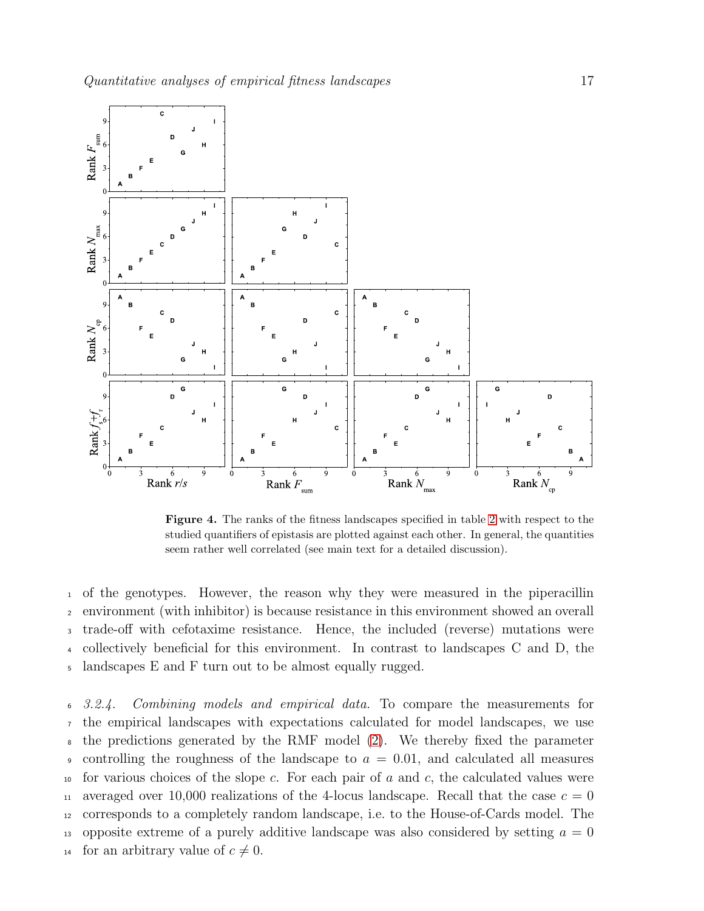**Figure 4.** The ranks of the fitness landscapes specified in table 2 with respect to the studied quantifiers of epistasis are plotted against each other. In general, the quantities seem rather well correlated (see main text for a detailed discussion).

of the genotypes. However, the reason why they were measured in the piperacillin environment (with inhibitor) is because resistance in this environment showed an overall trade-off with cefotaxime resistance. Hence, the included (reverse) mutations were collectively beneficial for this environment. In contrast to landscapes C and D, the landscapes E and F turn out to be almost equally rugged.

*3.2.4. Combining models and empirical data.* To compare the measurements for the empirical landscapes with expectations calculated for model landscapes, we use the predictions generated by the RMF model (2). We thereby fixed the parameter controlling the roughness of the landscape to $a = 0.01$, and calculated all measures for various choices of the slope $c$. For each pair of $a$ and $c$, the calculated values were averaged over 10,000 realizations of the 4-locus landscape. Recall that the case $c = 0$ corresponds to a completely random landscape, i.e. to the House-of-Cards model. The opposite extreme of a purely additive landscape was also considered by setting $a = 0$ for an arbitrary value of $c \neq 0$.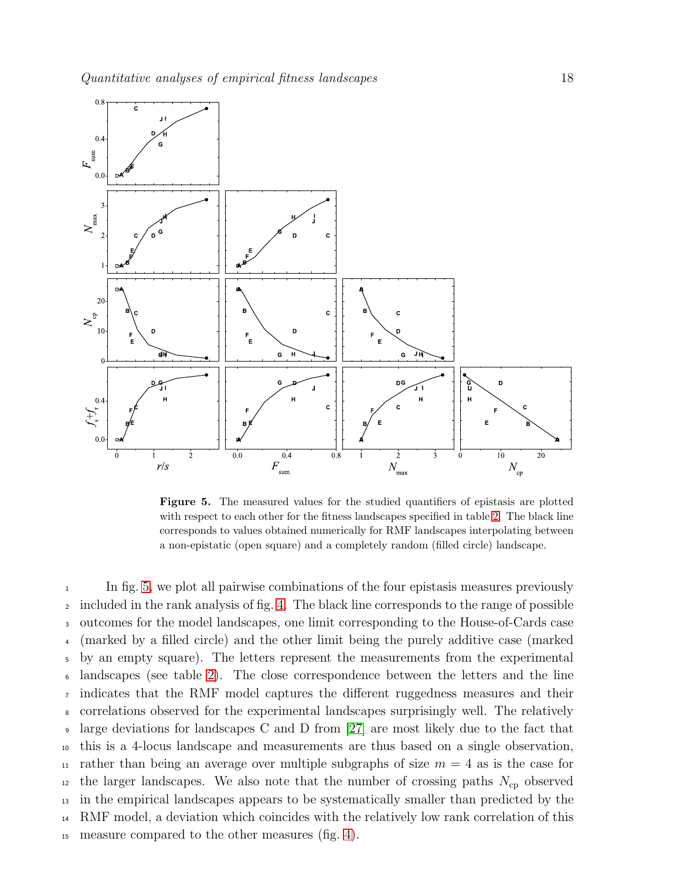**Figure 5.** The measured values for the studied quantifiers of epistasis are plotted with respect to each other for the fitness landscapes specified in table 2. The black line corresponds to values obtained numerically for RMF landscapes interpolating between a non-epistatic (open square) and a completely random (filled circle) landscape.

In fig. 5, we plot all pairwise combinations of the four epistasis measures previously included in the rank analysis of fig. 4. The black line corresponds to the range of possible outcomes for the model landscapes, one limit corresponding to the House-of-Cards case (marked by a filled circle) and the other limit being the purely additive case (marked by an empty square). The letters represent the measurements from the experimental landscapes (see table 2). The close correspondence between the letters and the line indicates that the RMF model captures the different ruggedness measures and their correlations observed for the experimental landscapes surprisingly well. The relatively large deviations for landscapes C and D from [27] are most likely due to the fact that this is a 4-locus landscape and measurements are thus based on a single observation, rather than being an average over multiple subgraphs of size $m = 4$ as is the case for the larger landscapes. We also note that the number of crossing paths $N_{\rm cp}$ observed in the empirical landscapes appears to be systematically smaller than predicted by the RMF model, a deviation which coincides with the relatively low rank correlation of this measure compared to the other measures (fig. 4).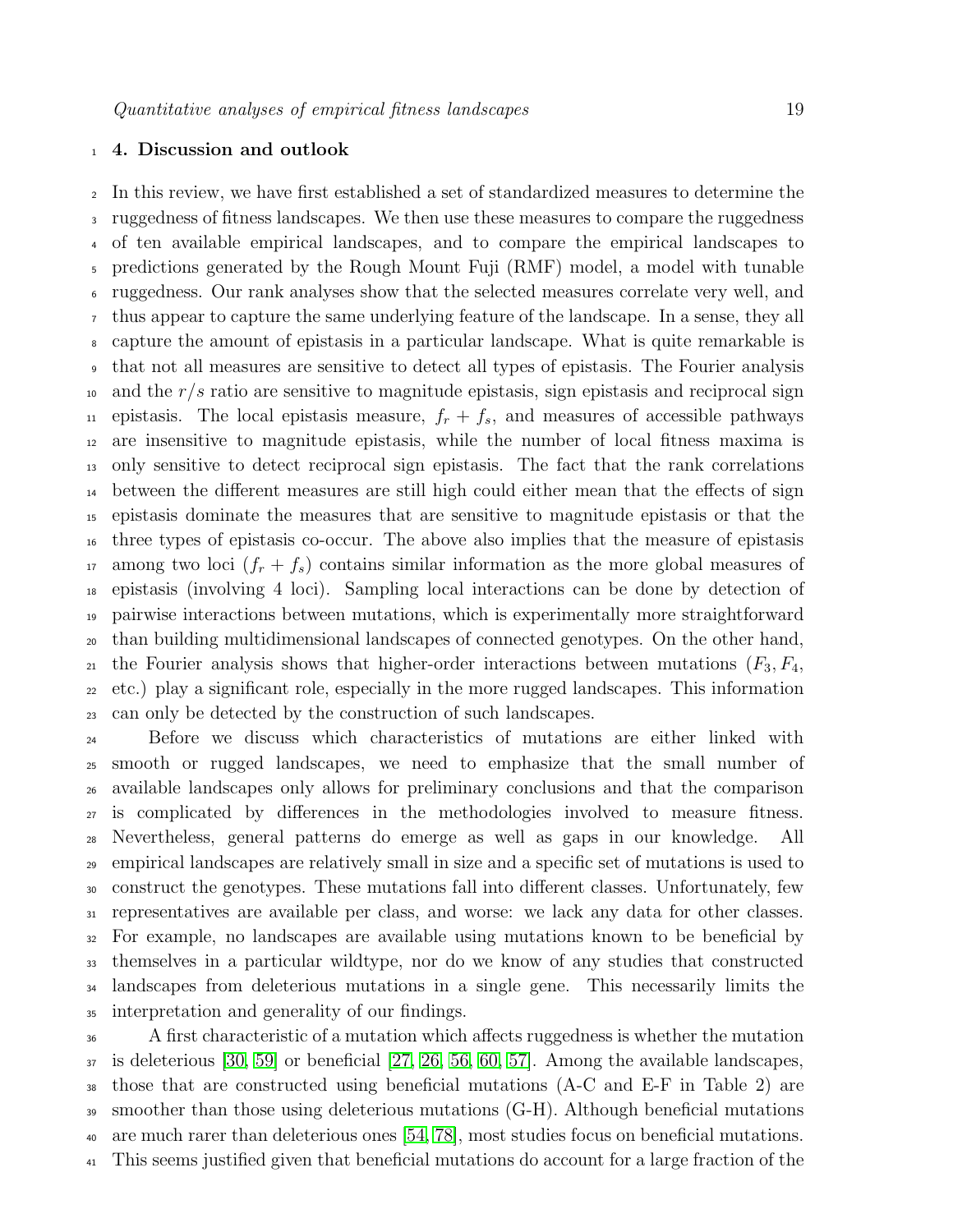## 4. Discussion and outlook

In this review, we have first established a set of standardized measures to determine the ruggedness of fitness landscapes. We then use these measures to compare the ruggedness of ten available empirical landscapes, and to compare the empirical landscapes to predictions generated by the Rough Mount Fuji (RMF) model, a model with tunable ruggedness. Our rank analyses show that the selected measures correlate very well, and thus appear to capture the same underlying feature of the landscape. In a sense, they all capture the amount of epistasis in a particular landscape. What is quite remarkable is that not all measures are sensitive to detect all types of epistasis. The Fourier analysis and the $r/s$ ratio are sensitive to magnitude epistasis, sign epistasis and reciprocal sign epistasis. The local epistasis measure, $f_r + f_s$, and measures of accessible pathways are insensitive to magnitude epistasis, while the number of local fitness maxima is only sensitive to detect reciprocal sign epistasis. The fact that the rank correlations between the different measures are still high could either mean that the effects of sign epistasis dominate the measures that are sensitive to magnitude epistasis or that the three types of epistasis co-occur. The above also implies that the measure of epistasis among two loci ($f_r + f_s$) contains similar information as the more global measures of epistasis (involving 4 loci). Sampling local interactions can be done by detection of pairwise interactions between mutations, which is experimentally more straightforward than building multidimensional landscapes of connected genotypes. On the other hand, the Fourier analysis shows that higher-order interactions between mutations ($F_3, F_4$, etc.) play a significant role, especially in the more rugged landscapes. This information can only be detected by the construction of such landscapes.

Before we discuss which characteristics of mutations are either linked with smooth or rugged landscapes, we need to emphasize that the small number of available landscapes only allows for preliminary conclusions and that the comparison is complicated by differences in the methodologies involved to measure fitness. Nevertheless, general patterns do emerge as well as gaps in our knowledge. All empirical landscapes are relatively small in size and a specific set of mutations is used to construct the genotypes. These mutations fall into different classes. Unfortunately, few representatives are available per class, and worse: we lack any data for other classes. For example, no landscapes are available using mutations known to be beneficial by themselves in a particular wildtype, nor do we know of any studies that constructed landscapes from deleterious mutations in a single gene. This necessarily limits the interpretation and generality of our findings.

A first characteristic of a mutation which affects ruggedness is whether the mutation is deleterious [30, 59] or beneficial [27, 26, 56, 60, 57]. Among the available landscapes, those that are constructed using beneficial mutations (A-C and E-F in Table 2) are smoother than those using deleterious mutations (G-H). Although beneficial mutations are much rarer than deleterious ones [54, 78], most studies focus on beneficial mutations. This seems justified given that beneficial mutations do account for a large fraction of the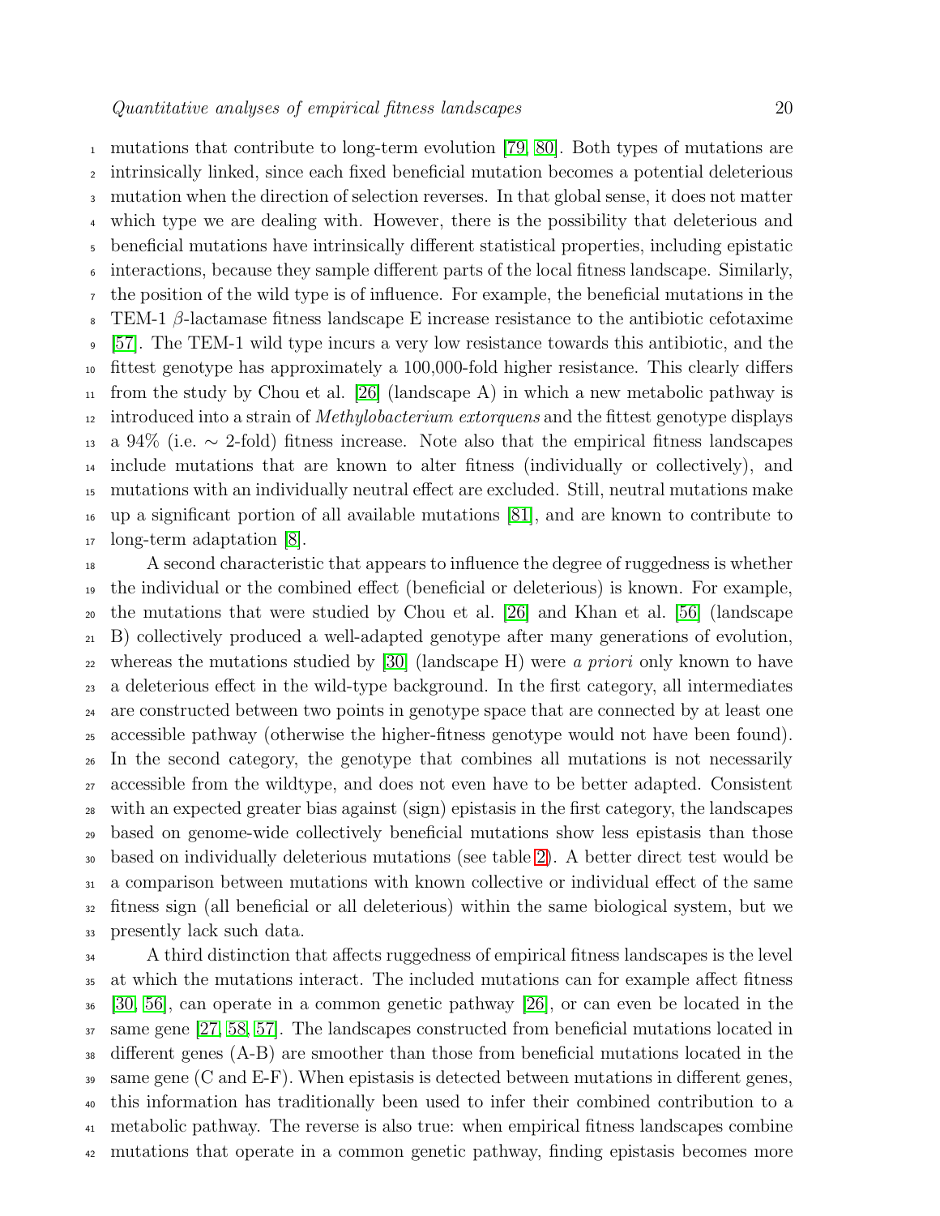mutations that contribute to long-term evolution [79, 80]. Both types of mutations are intrinsically linked, since each fixed beneficial mutation becomes a potential deleterious mutation when the direction of selection reverses. In that global sense, it does not matter which type we are dealing with. However, there is the possibility that deleterious and beneficial mutations have intrinsically different statistical properties, including epistatic interactions, because they sample different parts of the local fitness landscape. Similarly, the position of the wild type is of influence. For example, the beneficial mutations in the TEM-1 $\beta$-lactamase fitness landscape E increase resistance to the antibiotic cefotaxime [57]. The TEM-1 wild type incurs a very low resistance towards this antibiotic, and the fittest genotype has approximately a 100,000-fold higher resistance. This clearly differs from the study by Chou et al. [26] (landscape A) in which a new metabolic pathway is introduced into a strain of *Methylobacterium extorquens* and the fittest genotype displays a 94% (i.e. $\sim$ 2-fold) fitness increase. Note also that the empirical fitness landscapes include mutations that are known to alter fitness (individually or collectively), and mutations with an individually neutral effect are excluded. Still, neutral mutations make up a significant portion of all available mutations [81], and are known to contribute to long-term adaptation [8].

A second characteristic that appears to influence the degree of ruggedness is whether the individual or the combined effect (beneficial or deleterious) is known. For example, the mutations that were studied by Chou et al. [26] and Khan et al. [56] (landscape B) collectively produced a well-adapted genotype after many generations of evolution, whereas the mutations studied by [30] (landscape H) were *a priori* only known to have a deleterious effect in the wild-type background. In the first category, all intermediates are constructed between two points in genotype space that are connected by at least one accessible pathway (otherwise the higher-fitness genotype would not have been found). In the second category, the genotype that combines all mutations is not necessarily accessible from the wildtype, and does not even have to be better adapted. Consistent with an expected greater bias against (sign) epistasis in the first category, the landscapes based on genome-wide collectively beneficial mutations show less epistasis than those based on individually deleterious mutations (see table 2). A better direct test would be a comparison between mutations with known collective or individual effect of the same fitness sign (all beneficial or all deleterious) within the same biological system, but we presently lack such data.

A third distinction that affects ruggedness of empirical fitness landscapes is the level at which the mutations interact. The included mutations can for example affect fitness [30, 56], can operate in a common genetic pathway [26], or can even be located in the same gene [27, 58, 57]. The landscapes constructed from beneficial mutations located in different genes (A-B) are smoother than those from beneficial mutations located in the same gene (C and E-F). When epistasis is detected between mutations in different genes, this information has traditionally been used to infer their combined contribution to a metabolic pathway. The reverse is also true: when empirical fitness landscapes combine mutations that operate in a common genetic pathway, finding epistasis becomes more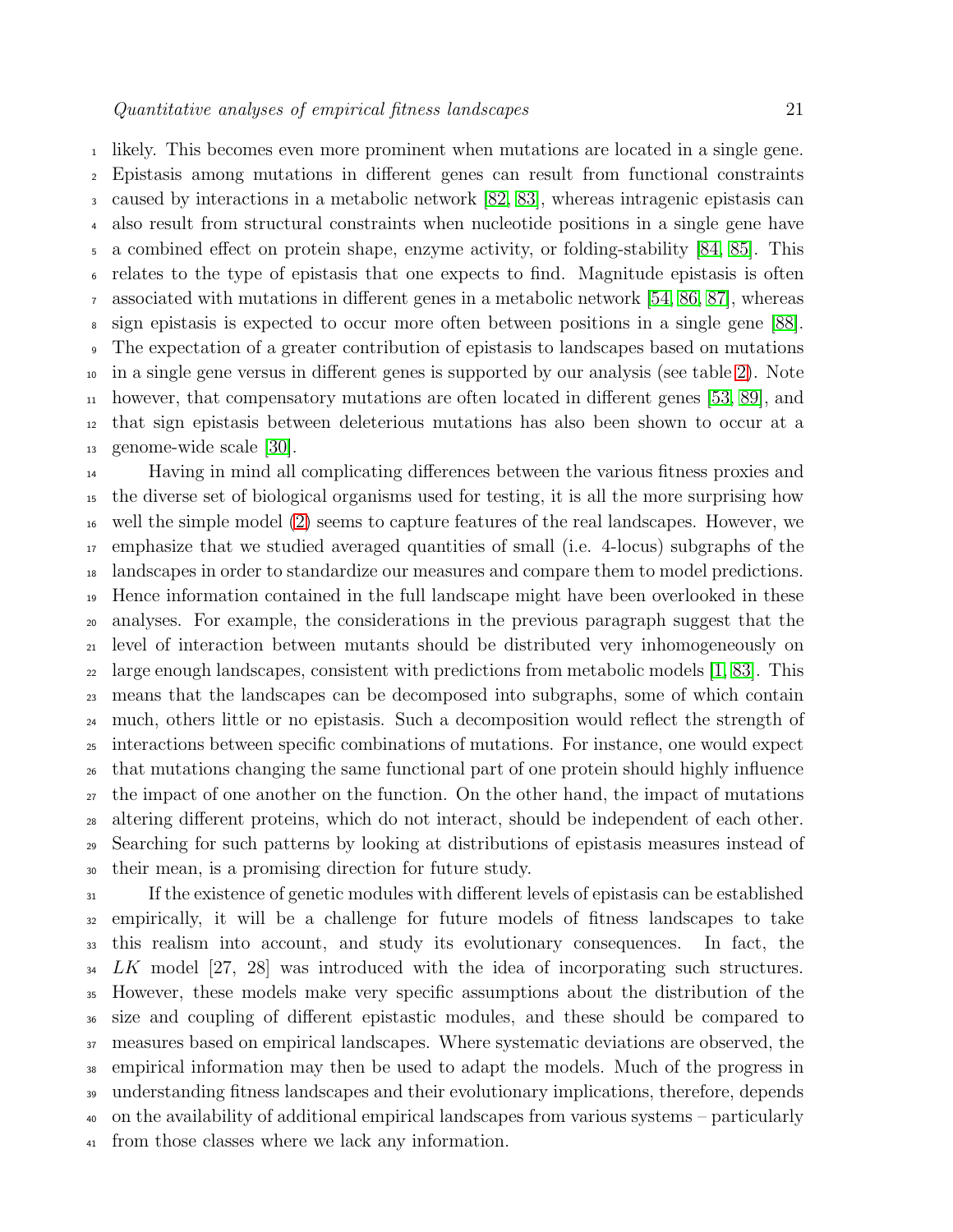likely. This becomes even more prominent when mutations are located in a single gene. Epistasis among mutations in different genes can result from functional constraints caused by interactions in a metabolic network [82, 83], whereas intragenic epistasis can also result from structural constraints when nucleotide positions in a single gene have a combined effect on protein shape, enzyme activity, or folding-stability [84, 85]. This relates to the type of epistasis that one expects to find. Magnitude epistasis is often associated with mutations in different genes in a metabolic network [54, 86, 87], whereas sign epistasis is expected to occur more often between positions in a single gene [88]. The expectation of a greater contribution of epistasis to landscapes based on mutations in a single gene versus in different genes is supported by our analysis (see table 2). Note however, that compensatory mutations are often located in different genes [53, 89], and that sign epistasis between deleterious mutations has also been shown to occur at a genome-wide scale [30].

Having in mind all complicating differences between the various fitness proxies and the diverse set of biological organisms used for testing, it is all the more surprising how well the simple model (2) seems to capture features of the real landscapes. However, we emphasize that we studied averaged quantities of small (i.e. 4-locus) subgraphs of the landscapes in order to standardize our measures and compare them to model predictions. Hence information contained in the full landscape might have been overlooked in these analyses. For example, the considerations in the previous paragraph suggest that the level of interaction between mutants should be distributed very inhomogeneously on large enough landscapes, consistent with predictions from metabolic models [1, 83]. This means that the landscapes can be decomposed into subgraphs, some of which contain much, others little or no epistasis. Such a decomposition would reflect the strength of interactions between specific combinations of mutations. For instance, one would expect that mutations changing the same functional part of one protein should highly influence the impact of one another on the function. On the other hand, the impact of mutations altering different proteins, which do not interact, should be independent of each other. Searching for such patterns by looking at distributions of epistasis measures instead of their mean, is a promising direction for future study.

If the existence of genetic modules with different levels of epistasis can be established empirically, it will be a challenge for future models of fitness landscapes to take this realism into account, and study its evolutionary consequences. In fact, the $LK$ model [27, 28] was introduced with the idea of incorporating such structures. However, these models make very specific assumptions about the distribution of the size and coupling of different epistatic modules, and these should be compared to measures based on empirical landscapes. Where systematic deviations are observed, the empirical information may then be used to adapt the models. Much of the progress in understanding fitness landscapes and their evolutionary implications, therefore, depends on the availability of additional empirical landscapes from various systems – particularly from those classes where we lack any information.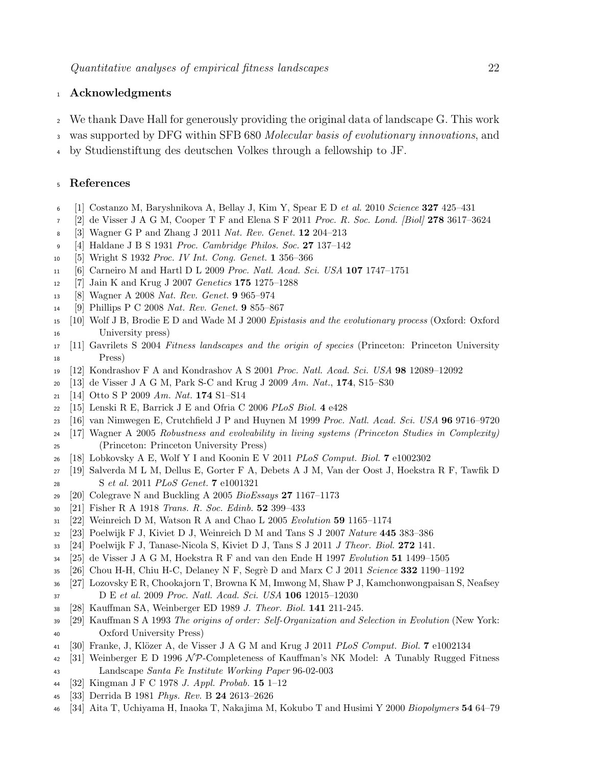## Acknowledgments

We thank Dave Hall for generously providing the original data of landscape G. This work was supported by DFG within SFB 680 *Molecular basis of evolutionary innovations*, and by Studienstiftung des deutschen Volkes through a fellowship to JF.

## References

[1] Costanzo M, Baryshnikova A, Bellay J, Kim Y, Spear E D *et al.* 2010 *Science* **327** 425–431

[2] de Visser J A G M, Cooper T F and Elena S F 2011 *Proc. R. Soc. Lond. [Biol]* **278** 3617–3624

[3] Wagner G P and Zhang J 2011 *Nat. Rev. Genet.* **12** 204–213

[4] Haldane J B S 1931 *Proc. Cambridge Philos. Soc.* **27** 137–142

[5] Wright S 1932 *Proc. IV Int. Cong. Genet.* **1** 356–366

[6] Carneiro M and Hartl D L 2009 *Proc. Natl. Acad. Sci. USA* **107** 1747–1751

[7] Jain K and Krug J 2007 *Genetics* **175** 1275–1288

[8] Wagner A 2008 *Nat. Rev. Genet.* **9** 965–974

[9] Phillips P C 2008 *Nat. Rev. Genet.* **9** 855–867

[10] Wolf J B, Brodie E D and Wade M J 2000 *Epistasis and the evolutionary process* (Oxford: Oxford University press)

[11] Gavrilets S 2004 *Fitness landscapes and the origin of species* (Princeton: Princeton University Press)

[12] Kondrashov F A and Kondrashov A S 2001 *Proc. Natl. Acad. Sci. USA* **98** 12089–12092

[13] de Visser J A G M, Park S-C and Krug J 2009 *Am. Nat.*, **174**, S15–S30

[14] Otto S P 2009 *Am. Nat.* **174** S1–S14

[15] Lenski R E, Barrick J E and Ofria C 2006 *PLoS Biol.* **4** e428

[16] van Nimwegen E, Crutchfield J P and Huynen M 1999 *Proc. Natl. Acad. Sci. USA* **96** 9716–9720

[17] Wagner A 2005 *Robustness and evolvability in living systems (Princeton Studies in Complexity)* (Princeton: Princeton University Press)

[18] Lobkovsky A E, Wolf Y I and Koonin E V 2011 *PLoS Comput. Biol.* **7** e1002302

[19] Salverda M L M, Dellus E, Gorter F A, Debets A J M, Van der Oost J, Hoekstra R F, Tawfik D S *et al.* 2011 *PLoS Genet.* **7** e1001321

[20] Colegrave N and Buckling A 2005 *BioEssays* **27** 1167–1173

[21] Fisher R A 1918 *Trans. R. Soc. Edinb.* **52** 399–433

[22] Weinreich D M, Watson R A and Chao L 2005 *Evolution* **59** 1165–1174

[23] Poelwijk F J, Kiviet D J, Weinreich D M and Tans S J 2007 *Nature* **445** 383–386

[24] Poelwijk F J, Tanase-Nicola S, Kiviet D J, Tans S J 2011 *J Theor. Biol.* **272** 141.

[25] de Visser J A G M, Hoekstra R F and van den Ende H 1997 *Evolution* **51** 1499–1505

[26] Chou H-H, Chiu H-C, Delaney N F, Segrè D and Marx C J 2011 *Science* **332** 1190–1192

[27] Lozovsky E R, Chookajorn T, Browna K M, Imwong M, Shaw P J, Kamchonwongpaisan S, Neafsey D E *et al.* 2009 *Proc. Natl. Acad. Sci. USA* **106** 12015–12030

[28] Kauffman SA, Weinberger ED 1989 *J. Theor. Biol.* **141** 211-245.

[29] Kauffman S A 1993 *The origins of order: Self-Organization and Selection in Evolution* (New York: Oxford University Press)

[30] Franke, J, Klözer A, de Visser J A G M and Krug J 2011 *PLoS Comput. Biol.* **7** e1002134

[31] Weinberger E D 1996 $\mathcal{NP}$-Completeness of Kauffman's NK Model: A Tunably Rugged Fitness Landscape *Santa Fe Institute Working Paper* 96-02-003

[32] Kingman J F C 1978 *J. Appl. Probab.* **15** 1–12

[33] Derrida B 1981 *Phys. Rev.* B **24** 2613–2626

[34] Aita T, Uchiyama H, Inaoka T, Nakajima M, Kokubo T and Husimi Y 2000 *Biopolymers* **54** 64–79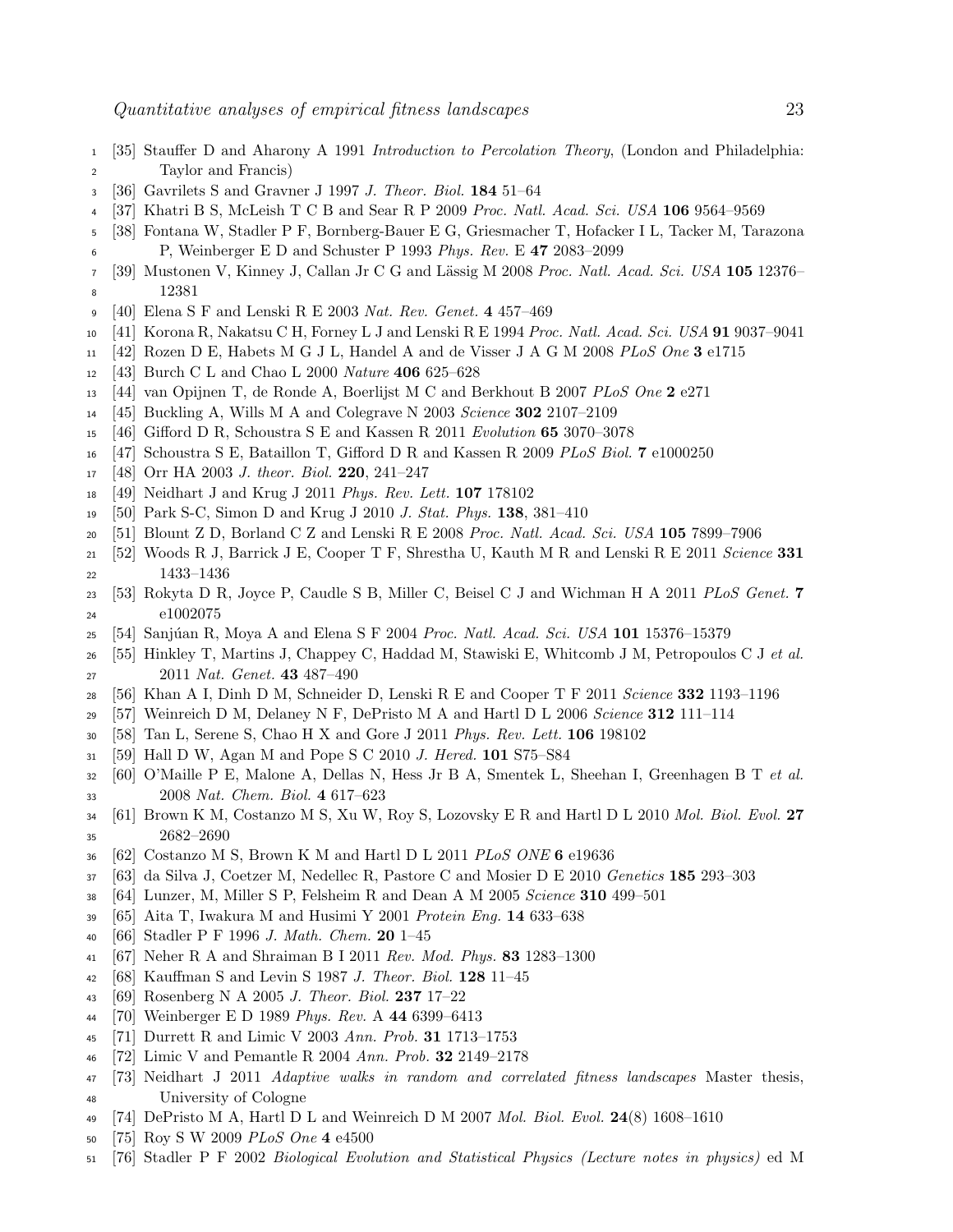[35] Stauffer D and Aharony A 1991 *Introduction to Percolation Theory*, (London and Philadelphia: Taylor and Francis)

[36] Gavrilets S and Gravner J 1997 *J. Theor. Biol.* **184** 51–64

[37] Khatri B S, McLeish T C B and Sear R P 2009 *Proc. Natl. Acad. Sci. USA* **106** 9564–9569

[38] Fontana W, Stadler P F, Bornberg-Bauer E G, Griesmacher T, Hofacker I L, Tacker M, Tarazona P, Weinberger E D and Schuster P 1993 *Phys. Rev.* E **47** 2083–2099

[39] Mustonen V, Kinney J, Callan Jr C G and Lässig M 2008 *Proc. Natl. Acad. Sci. USA* **105** 12376–12381

[40] Elena S F and Lenski R E 2003 *Nat. Rev. Genet.* **4** 457–469

[41] Korona R, Nakatsu C H, Forney L J and Lenski R E 1994 *Proc. Natl. Acad. Sci. USA* **91** 9037–9041

[42] Rozen D E, Habets M G J L, Handel A and de Visser J A G M 2008 *PLoS One* **3** e1715

[43] Burch C L and Chao L 2000 *Nature* **406** 625–628

[44] van Opijnen T, de Ronde A, Boerlijst M C and Berkhout B 2007 *PLoS One* **2** e271

[45] Buckling A, Wills M A and Colegrave N 2003 *Science* **302** 2107–2109

[46] Gifford D R, Schoustra S E and Kassen R 2011 *Evolution* **65** 3070–3078

[47] Schoustra S E, Bataillon T, Gifford D R and Kassen R 2009 *PLoS Biol.* **7** e1000250

[48] Orr HA 2003 *J. theor. Biol.* **220**, 241–247

[49] Neidhart J and Krug J 2011 *Phys. Rev. Lett.* **107** 178102

[50] Park S-C, Simon D and Krug J 2010 *J. Stat. Phys.* **138**, 381–410

[51] Blount Z D, Borland C Z and Lenski R E 2008 *Proc. Natl. Acad. Sci. USA* **105** 7899–7906

[52] Woods R J, Barrick J E, Cooper T F, Shrestha U, Kauth M R and Lenski R E 2011 *Science* **331** 1433–1436

[53] Rokyta D R, Joyce P, Caudle S B, Miller C, Beisel C J and Wichman H A 2011 *PLoS Genet.* **7** e1002075

[54] Sanjúan R, Moya A and Elena S F 2004 *Proc. Natl. Acad. Sci. USA* **101** 15376–15379

[55] Hinkley T, Martins J, Chappey C, Haddad M, Stawiski E, Whitcomb J M, Petropoulos C J *et al.* 2011 *Nat. Genet.* **43** 487–490

[56] Khan A I, Dinh D M, Schneider D, Lenski R E and Cooper T F 2011 *Science* **332** 1193–1196

[57] Weinreich D M, Delaney N F, DePristo M A and Hartl D L 2006 *Science* **312** 111–114

[58] Tan L, Serene S, Chao H X and Gore J 2011 *Phys. Rev. Lett.* **106** 198102

[59] Hall D W, Agan M and Pope S C 2010 *J. Hered.* **101** S75–S84

[60] O'Maille P E, Malone A, Dellas N, Hess Jr B A, Smentek L, Sheehan I, Greenhagen B T *et al.* 2008 *Nat. Chem. Biol.* **4** 617–623

[61] Brown K M, Costanzo M S, Xu W, Roy S, Lozovsky E R and Hartl D L 2010 *Mol. Biol. Evol.* **27** 2682–2690

[62] Costanzo M S, Brown K M and Hartl D L 2011 *PLoS ONE* **6** e19636

[63] da Silva J, Coetzer M, Nedellec R, Pastore C and Mosier D E 2010 *Genetics* **185** 293–303

[64] Lunzer, M, Miller S P, Felsheim R and Dean A M 2005 *Science* **310** 499–501

[65] Aita T, Iwakura M and Husimi Y 2001 *Protein Eng.* **14** 633–638

[66] Stadler P F 1996 *J. Math. Chem.* **20** 1–45

[67] Neher R A and Shraiman B I 2011 *Rev. Mod. Phys.* **83** 1283–1300

[68] Kauffman S and Levin S 1987 *J. Theor. Biol.* **128** 11–45

[69] Rosenberg N A 2005 *J. Theor. Biol.* **237** 17–22

[70] Weinberger E D 1989 *Phys. Rev.* A **44** 6399–6413

[71] Durrett R and Limic V 2003 *Ann. Prob.* **31** 1713–1753

[72] Limic V and Pemantle R 2004 *Ann. Prob.* **32** 2149–2178

[73] Neidhart J 2011 *Adaptive walks in random and correlated fitness landscapes* Master thesis, University of Cologne

[74] DePristo M A, Hartl D L and Weinreich D M 2007 *Mol. Biol. Evol.* **24**(8) 1608–1610

[75] Roy S W 2009 *PLoS One* **4** e4500

[76] Stadler P F 2002 *Biological Evolution and Statistical Physics (Lecture notes in physics)* ed M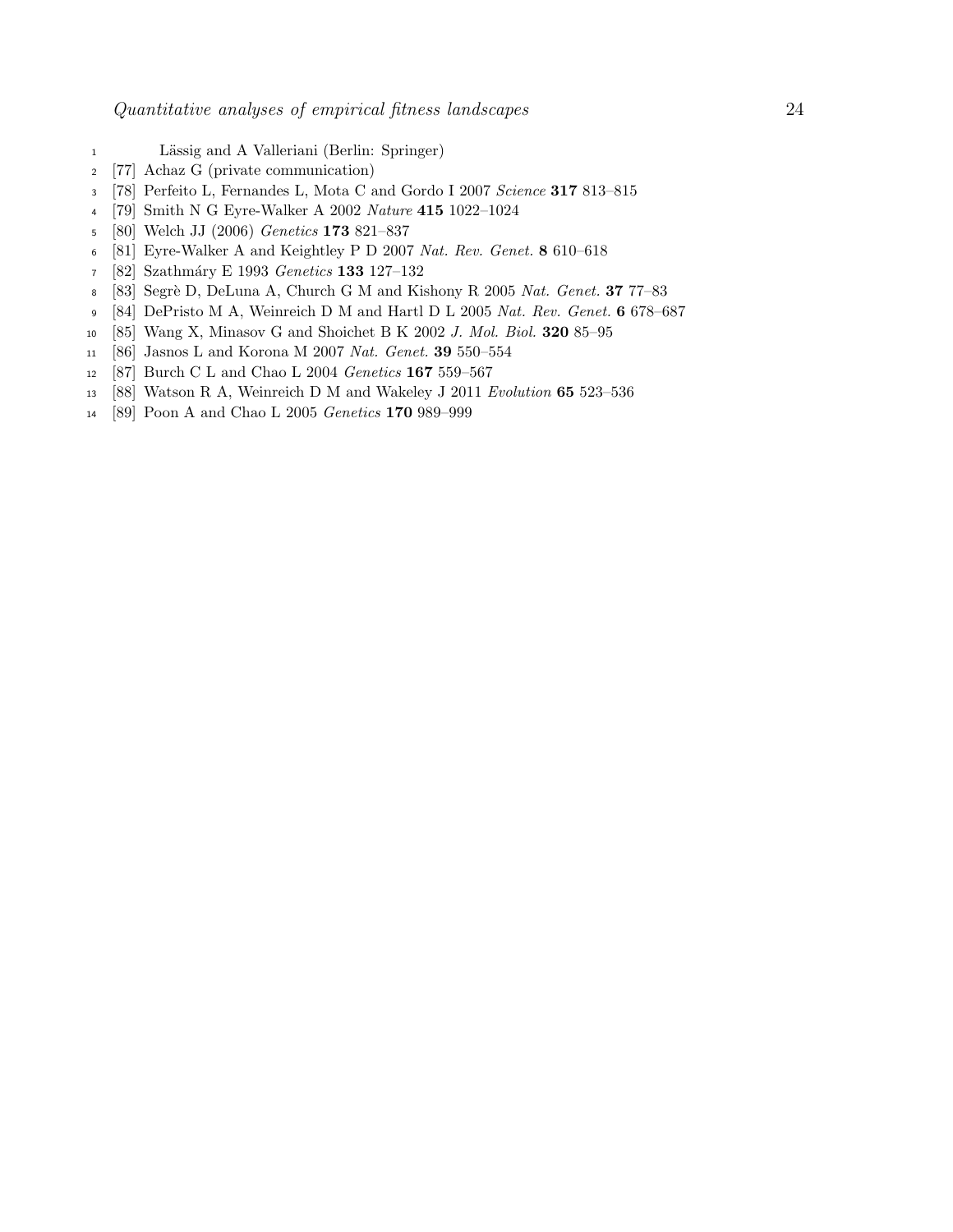Lässig and A Valleriani (Berlin: Springer)

[77] Achaz G (private communication)

[78] Perfeito L, Fernandes L, Mota C and Gordo I 2007 *Science* **317** 813–815

[79] Smith N G Eyre-Walker A 2002 *Nature* **415** 1022–1024

[80] Welch JJ (2006) *Genetics* **173** 821–837

[81] Eyre-Walker A and Keightley P D 2007 *Nat. Rev. Genet.* **8** 610–618

[82] Szathmáry E 1993 *Genetics* **133** 127–132

[83] Segrè D, DeLuna A, Church G M and Kishony R 2005 *Nat. Genet.* **37** 77–83

[84] DePristo M A, Weinreich D M and Hartl D L 2005 *Nat. Rev. Genet.* **6** 678–687

[85] Wang X, Minasov G and Shoichet B K 2002 *J. Mol. Biol.* **320** 85–95

[86] Jasnos L and Korona M 2007 *Nat. Genet.* **39** 550–554

[87] Burch C L and Chao L 2004 *Genetics* **167** 559–567

[88] Watson R A, Weinreich D M and Wakeley J 2011 *Evolution* **65** 523–536

[89] Poon A and Chao L 2005 *Genetics* **170** 989–999